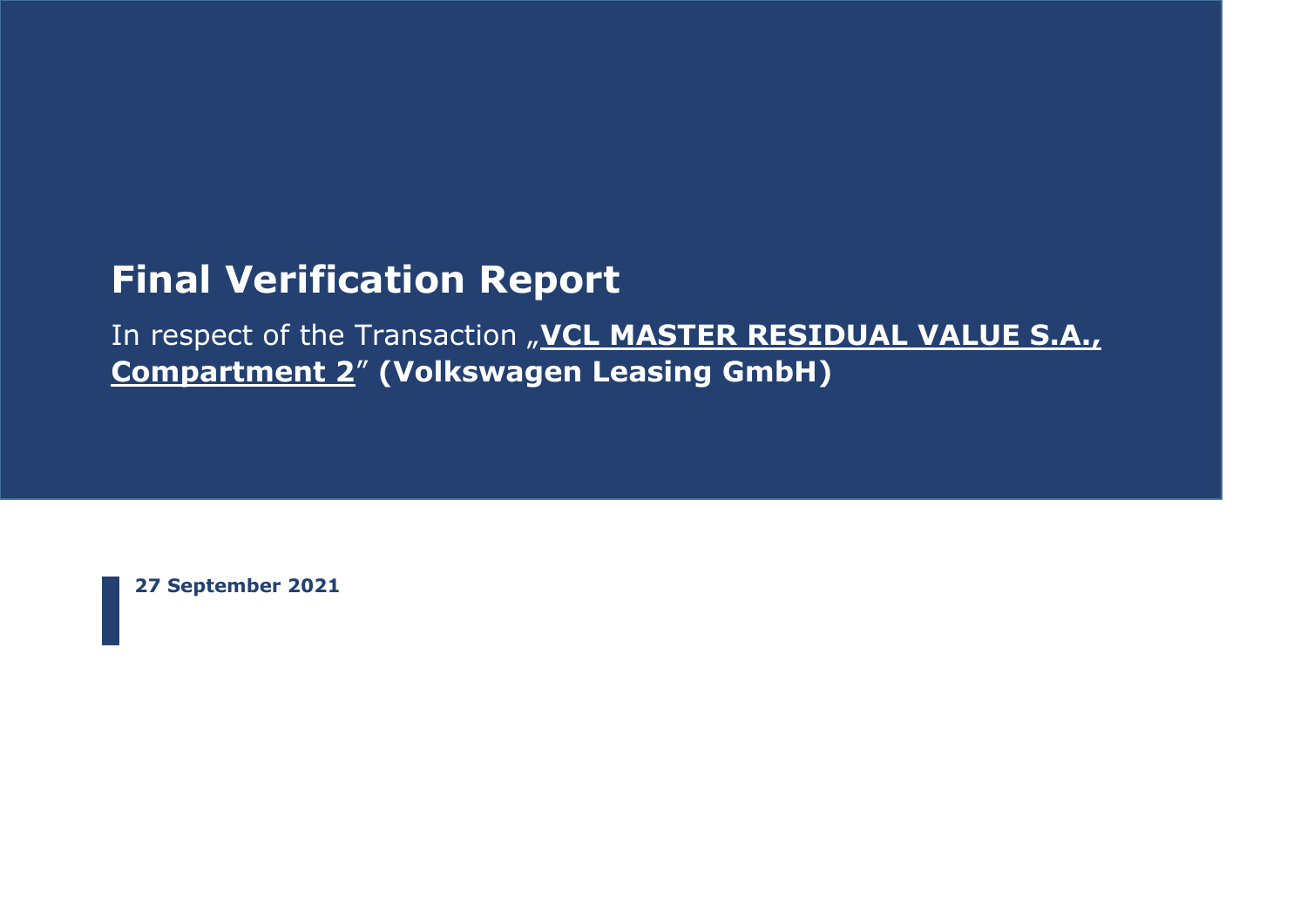# Final Verification Report

In respect of the Transaction „**VCL MASTER RESIDUAL VALUE S.A., Compartment 2**" **(Volkswagen Leasing GmbH)**

**27 September 2021**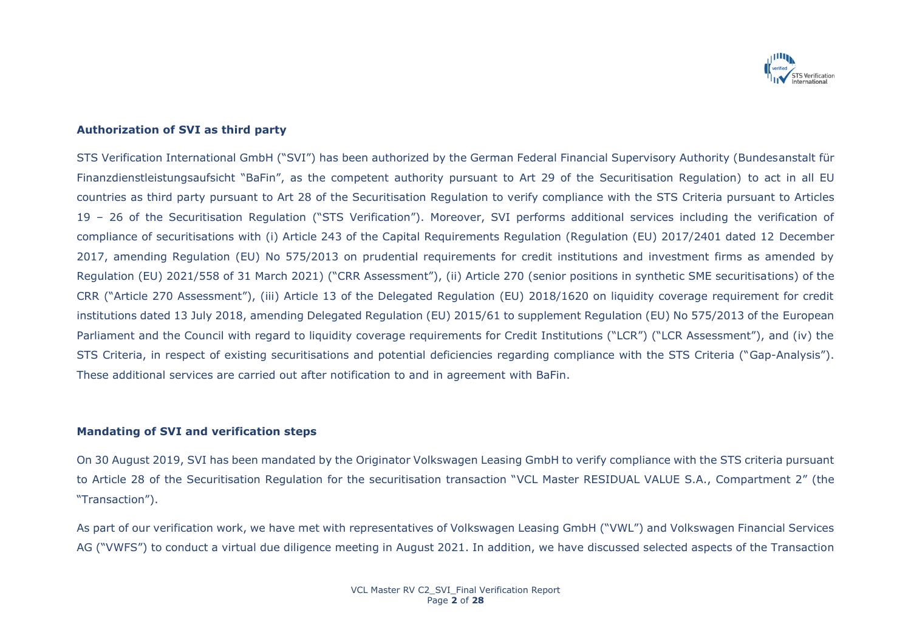## Authorization of SVI as third party

STS Verification International GmbH ("SVI") has been authorized by the German Federal Financial Supervisory Authority (Bundesanstalt für Finanzdienstleistungsaufsicht "BaFin", as the competent authority pursuant to Art 29 of the Securitisation Regulation) to act in all EU countries as third party pursuant to Art 28 of the Securitisation Regulation to verify compliance with the STS Criteria pursuant to Articles 19 – 26 of the Securitisation Regulation ("STS Verification"). Moreover, SVI performs additional services including the verification of compliance of securitisations with (i) Article 243 of the Capital Requirements Regulation (Regulation (EU) 2017/2401 dated 12 December 2017, amending Regulation (EU) No 575/2013 on prudential requirements for credit institutions and investment firms as amended by Regulation (EU) 2021/558 of 31 March 2021) ("CRR Assessment"), (ii) Article 270 (senior positions in synthetic SME securitisations) of the CRR ("Article 270 Assessment"), (iii) Article 13 of the Delegated Regulation (EU) 2018/1620 on liquidity coverage requirement for credit institutions dated 13 July 2018, amending Delegated Regulation (EU) 2015/61 to supplement Regulation (EU) No 575/2013 of the European Parliament and the Council with regard to liquidity coverage requirements for Credit Institutions ("LCR") ("LCR Assessment"), and (iv) the STS Criteria, in respect of existing securitisations and potential deficiencies regarding compliance with the STS Criteria ("Gap-Analysis"). These additional services are carried out after notification to and in agreement with BaFin.

## Mandating of SVI and verification steps

On 30 August 2019, SVI has been mandated by the Originator Volkswagen Leasing GmbH to verify compliance with the STS criteria pursuant to Article 28 of the Securitisation Regulation for the securitisation transaction "VCL Master RESIDUAL VALUE S.A., Compartment 2" (the "Transaction").

As part of our verification work, we have met with representatives of Volkswagen Leasing GmbH ("VWL") and Volkswagen Financial Services AG ("VWFS") to conduct a virtual due diligence meeting in August 2021. In addition, we have discussed selected aspects of the Transaction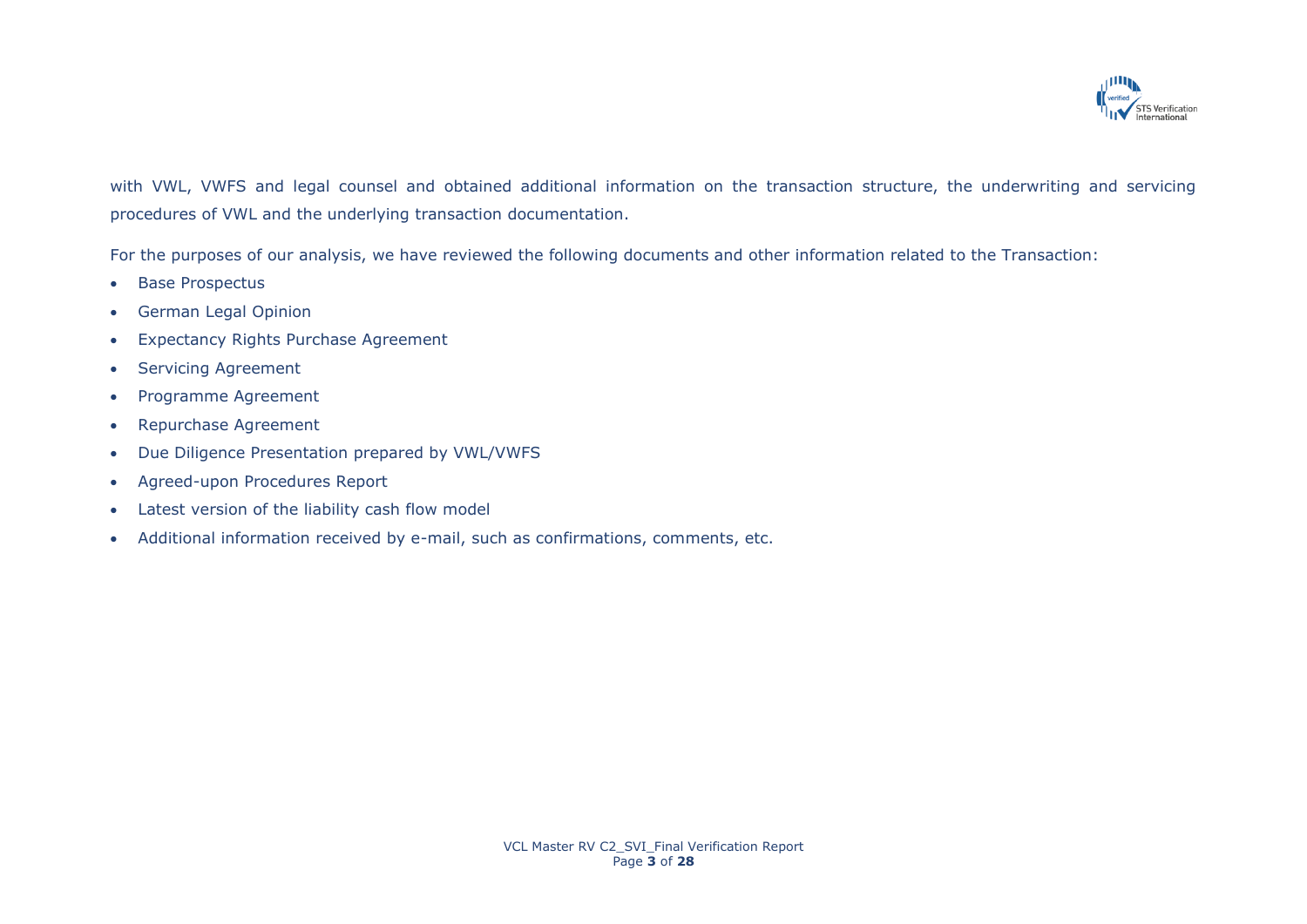with VWL, VWFS and legal counsel and obtained additional information on the transaction structure, the underwriting and servicing procedures of VWL and the underlying transaction documentation.

For the purposes of our analysis, we have reviewed the following documents and other information related to the Transaction:

- Base Prospectus
- German Legal Opinion
- Expectancy Rights Purchase Agreement
- Servicing Agreement
- Programme Agreement
- Repurchase Agreement
- Due Diligence Presentation prepared by VWL/VWFS
- Agreed-upon Procedures Report
- Latest version of the liability cash flow model
- Additional information received by e-mail, such as confirmations, comments, etc.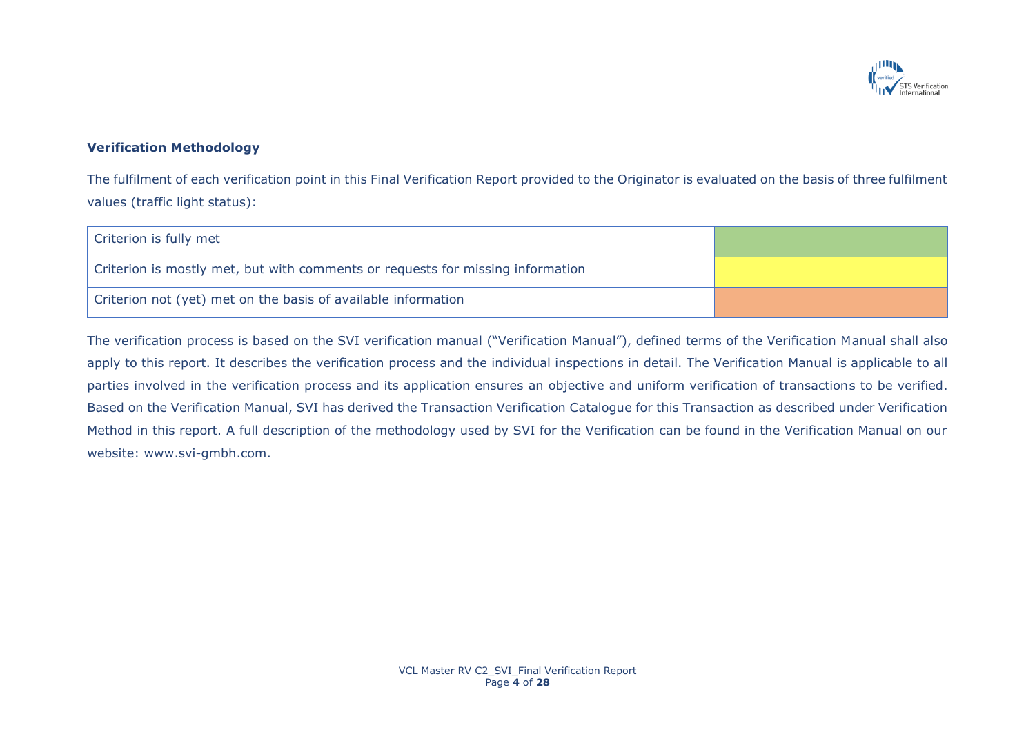### Verification Methodology

The fulfilment of each verification point in this Final Verification Report provided to the Originator is evaluated on the basis of three fulfilment values (traffic light status):

| Criterion | Status |
|---|---|
| Criterion is fully met | Green |
| Criterion is mostly met, but with comments or requests for missing information | Yellow |
| Criterion not (yet) met on the basis of available information | Orange |

The verification process is based on the SVI verification manual ("Verification Manual"), defined terms of the Verification Manual shall also apply to this report. It describes the verification process and the individual inspections in detail. The Verification Manual is applicable to all parties involved in the verification process and its application ensures an objective and uniform verification of transactions to be verified. Based on the Verification Manual, SVI has derived the Transaction Verification Catalogue for this Transaction as described under Verification Method in this report. A full description of the methodology used by SVI for the Verification can be found in the Verification Manual on our website: www.svi-gmbh.com.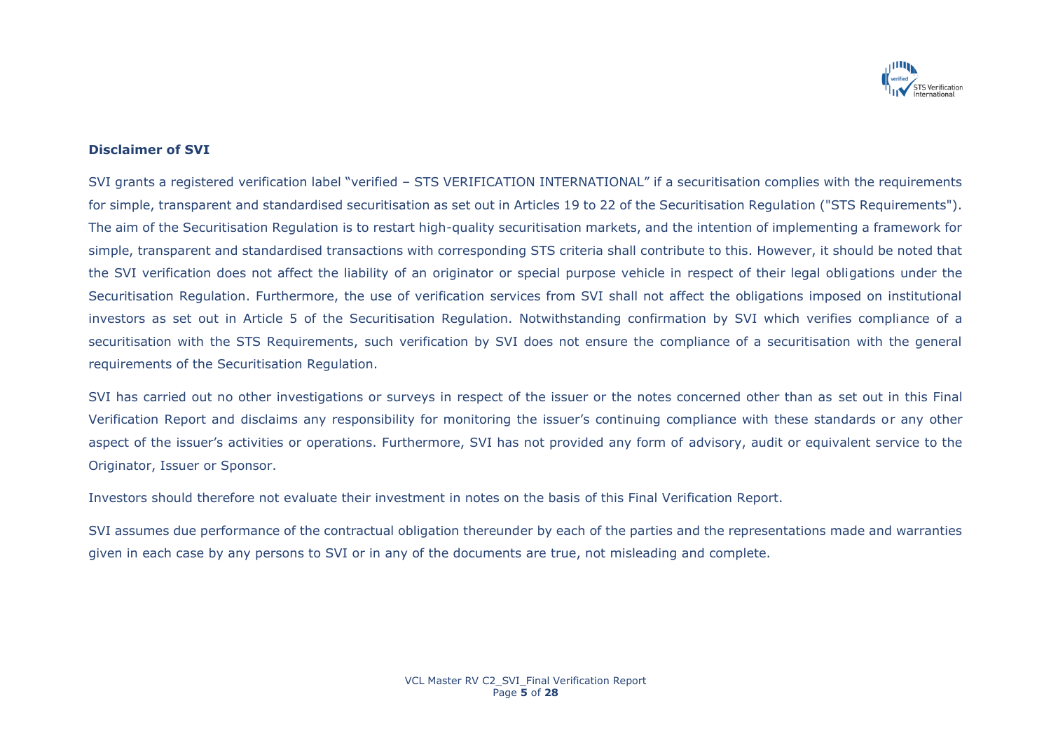**Disclaimer of SVI**

SVI grants a registered verification label "verified – STS VERIFICATION INTERNATIONAL" if a securitisation complies with the requirements for simple, transparent and standardised securitisation as set out in Articles 19 to 22 of the Securitisation Regulation ("STS Requirements"). The aim of the Securitisation Regulation is to restart high-quality securitisation markets, and the intention of implementing a framework for simple, transparent and standardised transactions with corresponding STS criteria shall contribute to this. However, it should be noted that the SVI verification does not affect the liability of an originator or special purpose vehicle in respect of their legal obligations under the Securitisation Regulation. Furthermore, the use of verification services from SVI shall not affect the obligations imposed on institutional investors as set out in Article 5 of the Securitisation Regulation. Notwithstanding confirmation by SVI which verifies compliance of a securitisation with the STS Requirements, such verification by SVI does not ensure the compliance of a securitisation with the general requirements of the Securitisation Regulation.

SVI has carried out no other investigations or surveys in respect of the issuer or the notes concerned other than as set out in this Final Verification Report and disclaims any responsibility for monitoring the issuer's continuing compliance with these standards or any other aspect of the issuer's activities or operations. Furthermore, SVI has not provided any form of advisory, audit or equivalent service to the Originator, Issuer or Sponsor.

Investors should therefore not evaluate their investment in notes on the basis of this Final Verification Report.

SVI assumes due performance of the contractual obligation thereunder by each of the parties and the representations made and warranties given in each case by any persons to SVI or in any of the documents are true, not misleading and complete.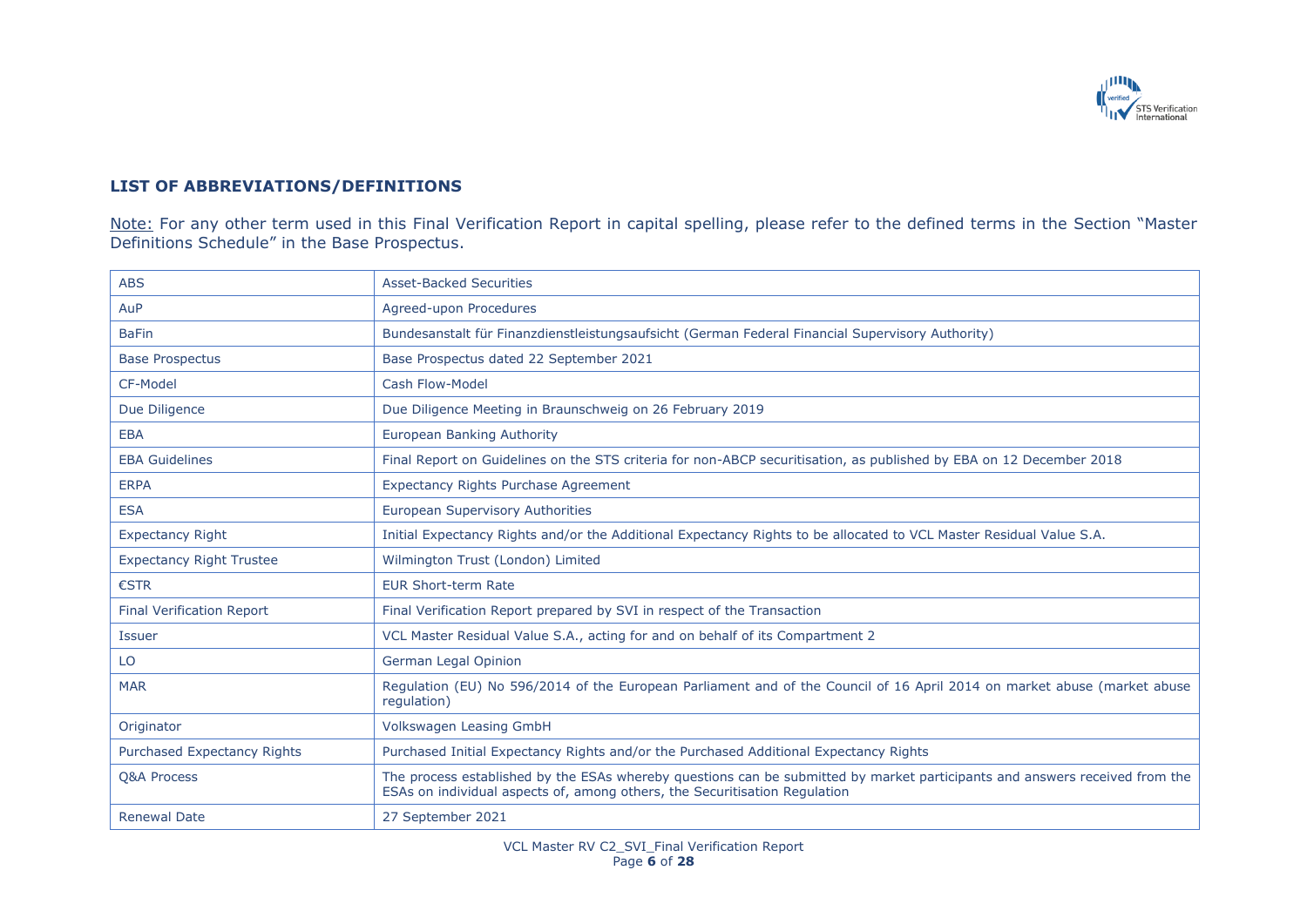## LIST OF ABBREVIATIONS/DEFINITIONS

Note: For any other term used in this Final Verification Report in capital spelling, please refer to the defined terms in the Section "Master Definitions Schedule" in the Base Prospectus.

| | |
|---|---|
| ABS | Asset-Backed Securities |
| AuP | Agreed-upon Procedures |
| BaFin | Bundesanstalt für Finanzdienstleistungsaufsicht (German Federal Financial Supervisory Authority) |
| Base Prospectus | Base Prospectus dated 22 September 2021 |
| CF-Model | Cash Flow-Model |
| Due Diligence | Due Diligence Meeting in Braunschweig on 26 February 2019 |
| EBA | European Banking Authority |
| EBA Guidelines | Final Report on Guidelines on the STS criteria for non-ABCP securitisation, as published by EBA on 12 December 2018 |
| ERPA | Expectancy Rights Purchase Agreement |
| ESA | European Supervisory Authorities |
| Expectancy Right | Initial Expectancy Rights and/or the Additional Expectancy Rights to be allocated to VCL Master Residual Value S.A. |
| Expectancy Right Trustee | Wilmington Trust (London) Limited |
| €STR | EUR Short-term Rate |
| Final Verification Report | Final Verification Report prepared by SVI in respect of the Transaction |
| Issuer | VCL Master Residual Value S.A., acting for and on behalf of its Compartment 2 |
| LO | German Legal Opinion |
| MAR | Regulation (EU) No 596/2014 of the European Parliament and of the Council of 16 April 2014 on market abuse (market abuse regulation) |
| Originator | Volkswagen Leasing GmbH |
| Purchased Expectancy Rights | Purchased Initial Expectancy Rights and/or the Purchased Additional Expectancy Rights |
| Q&A Process | The process established by the ESAs whereby questions can be submitted by market participants and answers received from the ESAs on individual aspects of, among others, the Securitisation Regulation |
| Renewal Date | 27 September 2021 |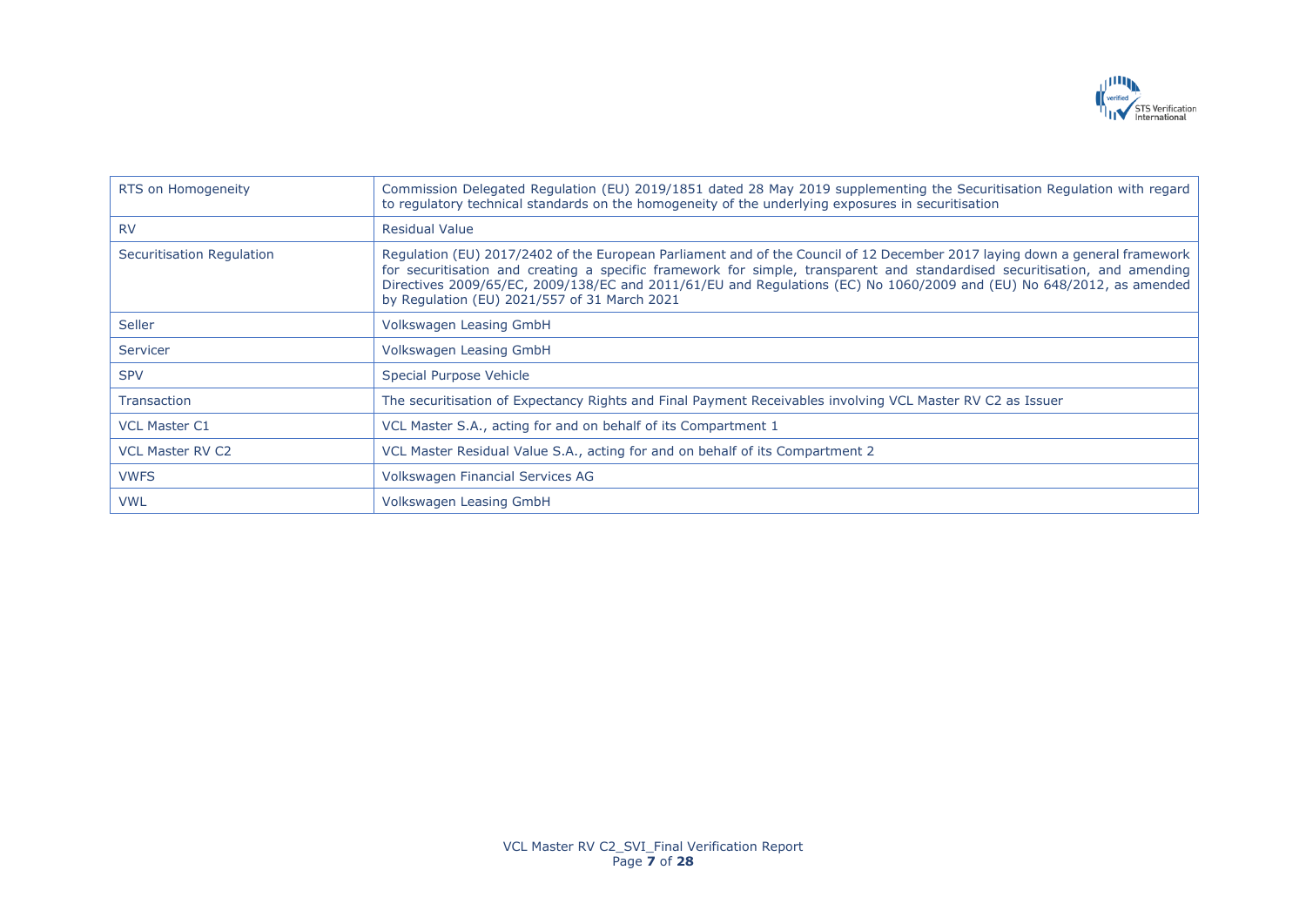| | |
|---|---|
| RTS on Homogeneity | Commission Delegated Regulation (EU) 2019/1851 dated 28 May 2019 supplementing the Securitisation Regulation with regard to regulatory technical standards on the homogeneity of the underlying exposures in securitisation |
| RV | Residual Value |
| Securitisation Regulation | Regulation (EU) 2017/2402 of the European Parliament and of the Council of 12 December 2017 laying down a general framework for securitisation and creating a specific framework for simple, transparent and standardised securitisation, and amending Directives 2009/65/EC, 2009/138/EC and 2011/61/EU and Regulations (EC) No 1060/2009 and (EU) No 648/2012, as amended by Regulation (EU) 2021/557 of 31 March 2021 |
| Seller | Volkswagen Leasing GmbH |
| Servicer | Volkswagen Leasing GmbH |
| SPV | Special Purpose Vehicle |
| Transaction | The securitisation of Expectancy Rights and Final Payment Receivables involving VCL Master RV C2 as Issuer |
| VCL Master C1 | VCL Master S.A., acting for and on behalf of its Compartment 1 |
| VCL Master RV C2 | VCL Master Residual Value S.A., acting for and on behalf of its Compartment 2 |
| VWFS | Volkswagen Financial Services AG |
| VWL | Volkswagen Leasing GmbH |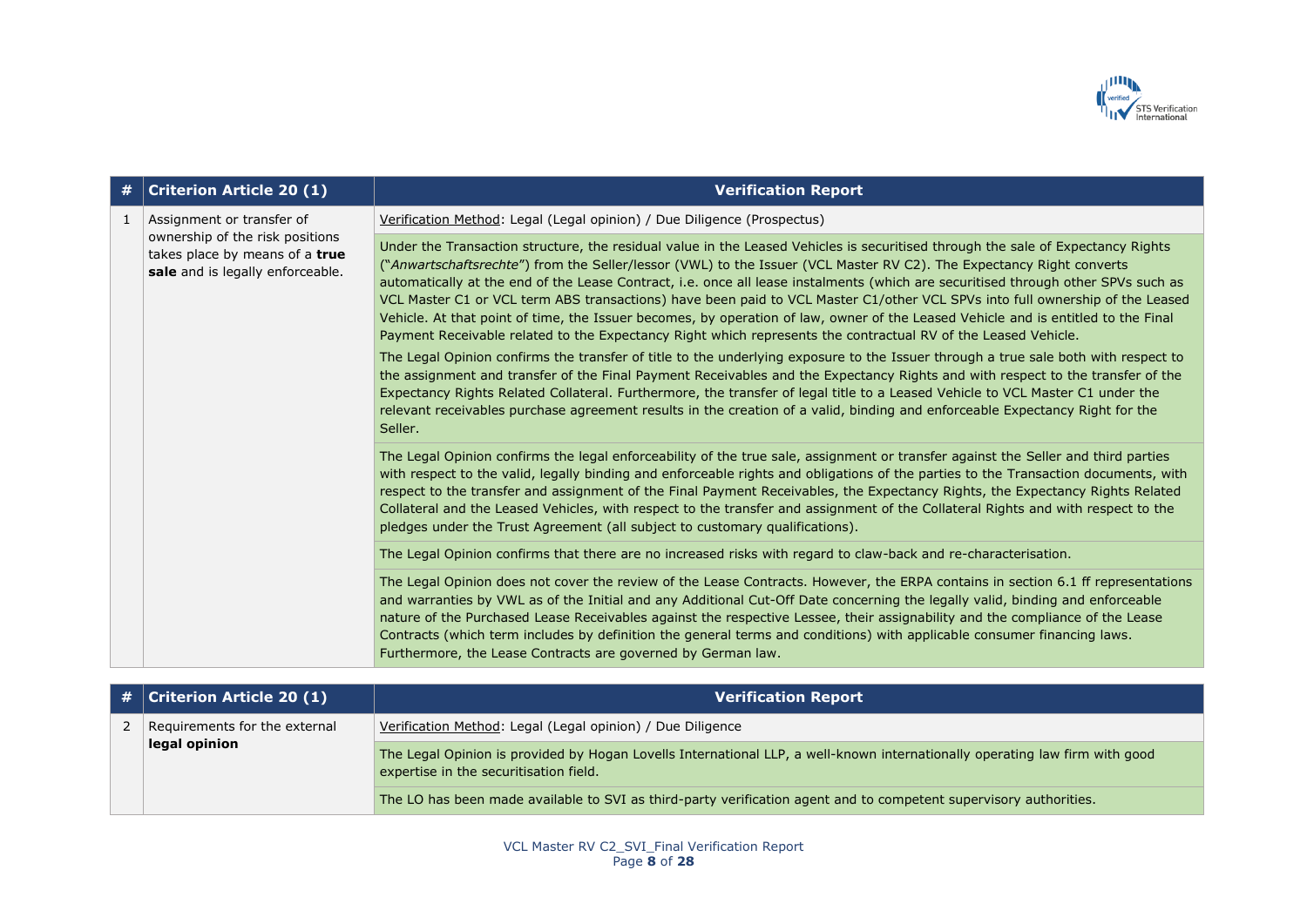| # | Criterion Article 20 (1) | Verification Report |
|---|---|---|
| 1 | Assignment or transfer of ownership of the risk positions takes place by means of a **true sale** and is legally enforceable. | Verification Method: Legal (Legal opinion) / Due Diligence (Prospectus) |
| | | Under the Transaction structure, the residual value in the Leased Vehicles is securitised through the sale of Expectancy Rights ("*Anwartschaftsrechte*") from the Seller/lessor (VWL) to the Issuer (VCL Master RV C2). The Expectancy Right converts automatically at the end of the Lease Contract, i.e. once all lease instalments (which are securitised through other SPVs such as VCL Master C1 or VCL term ABS transactions) have been paid to VCL Master C1/other VCL SPVs into full ownership of the Leased Vehicle. At that point of time, the Issuer becomes, by operation of law, owner of the Leased Vehicle and is entitled to the Final Payment Receivable related to the Expectancy Right which represents the contractual RV of the Leased Vehicle.<br><br>The Legal Opinion confirms the transfer of title to the underlying exposure to the Issuer through a true sale both with respect to the assignment and transfer of the Final Payment Receivables and the Expectancy Rights and with respect to the transfer of the Expectancy Rights Related Collateral. Furthermore, the transfer of legal title to a Leased Vehicle to VCL Master C1 under the relevant receivables purchase agreement results in the creation of a valid, binding and enforceable Expectancy Right for the Seller. |
| | | The Legal Opinion confirms the legal enforceability of the true sale, assignment or transfer against the Seller and third parties with respect to the valid, legally binding and enforceable rights and obligations of the parties to the Transaction documents, with respect to the transfer and assignment of the Final Payment Receivables, the Expectancy Rights, the Expectancy Rights Related Collateral and the Leased Vehicles, with respect to the transfer and assignment of the Collateral Rights and with respect to the pledges under the Trust Agreement (all subject to customary qualifications). |
| | | The Legal Opinion confirms that there are no increased risks with regard to claw-back and re-characterisation. |
| | | The Legal Opinion does not cover the review of the Lease Contracts. However, the ERPA contains in section 6.1 ff representations and warranties by VWL as of the Initial and any Additional Cut-Off Date concerning the legally valid, binding and enforceable nature of the Purchased Lease Receivables against the respective Lessee, their assignability and the compliance of the Lease Contracts (which term includes by definition the general terms and conditions) with applicable consumer financing laws. Furthermore, the Lease Contracts are governed by German law. |

| # | Criterion Article 20 (1) | Verification Report |
|---|---|---|
| 2 | Requirements for the external **legal opinion** | Verification Method: Legal (Legal opinion) / Due Diligence |
| | | The Legal Opinion is provided by Hogan Lovells International LLP, a well-known internationally operating law firm with good expertise in the securitisation field. |
| | | The LO has been made available to SVI as third-party verification agent and to competent supervisory authorities. |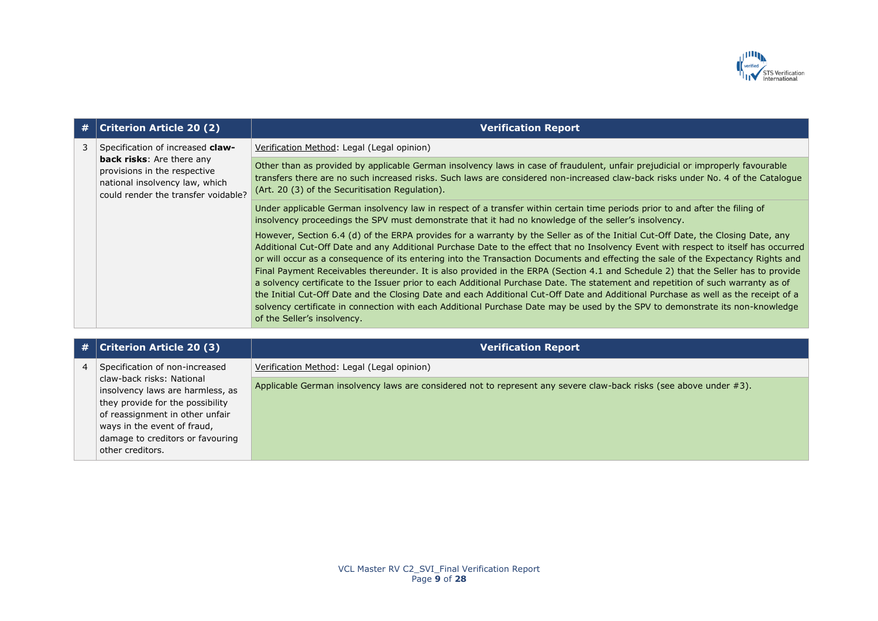| # | Criterion Article 20 (2) | Verification Report |
|---|---|---|
| 3 | Specification of increased **claw-back risks**: Are there any provisions in the respective national insolvency law, which could render the transfer voidable? | Verification Method: Legal (Legal opinion) |
| | | Other than as provided by applicable German insolvency laws in case of fraudulent, unfair prejudicial or improperly favourable transfers there are no such increased risks. Such laws are considered non-increased claw-back risks under No. 4 of the Catalogue (Art. 20 (3) of the Securitisation Regulation). |
| | | Under applicable German insolvency law in respect of a transfer within certain time periods prior to and after the filing of insolvency proceedings the SPV must demonstrate that it had no knowledge of the seller's insolvency.<br><br>However, Section 6.4 (d) of the ERPA provides for a warranty by the Seller as of the Initial Cut-Off Date, the Closing Date, any Additional Cut-Off Date and any Additional Purchase Date to the effect that no Insolvency Event with respect to itself has occurred or will occur as a consequence of its entering into the Transaction Documents and effecting the sale of the Expectancy Rights and Final Payment Receivables thereunder. It is also provided in the ERPA (Section 4.1 and Schedule 2) that the Seller has to provide a solvency certificate to the Issuer prior to each Additional Purchase Date. The statement and repetition of such warranty as of the Initial Cut-Off Date and the Closing Date and each Additional Cut-Off Date and Additional Purchase as well as the receipt of a solvency certificate in connection with each Additional Purchase Date may be used by the SPV to demonstrate its non-knowledge of the Seller's insolvency. |

| # | Criterion Article 20 (3) | Verification Report |
|---|---|---|
| 4 | Specification of non-increased claw-back risks: National insolvency laws are harmless, as they provide for the possibility of reassignment in other unfair ways in the event of fraud, damage to creditors or favouring other creditors. | Verification Method: Legal (Legal opinion) |
| | | Applicable German insolvency laws are considered not to represent any severe claw-back risks (see above under #3). |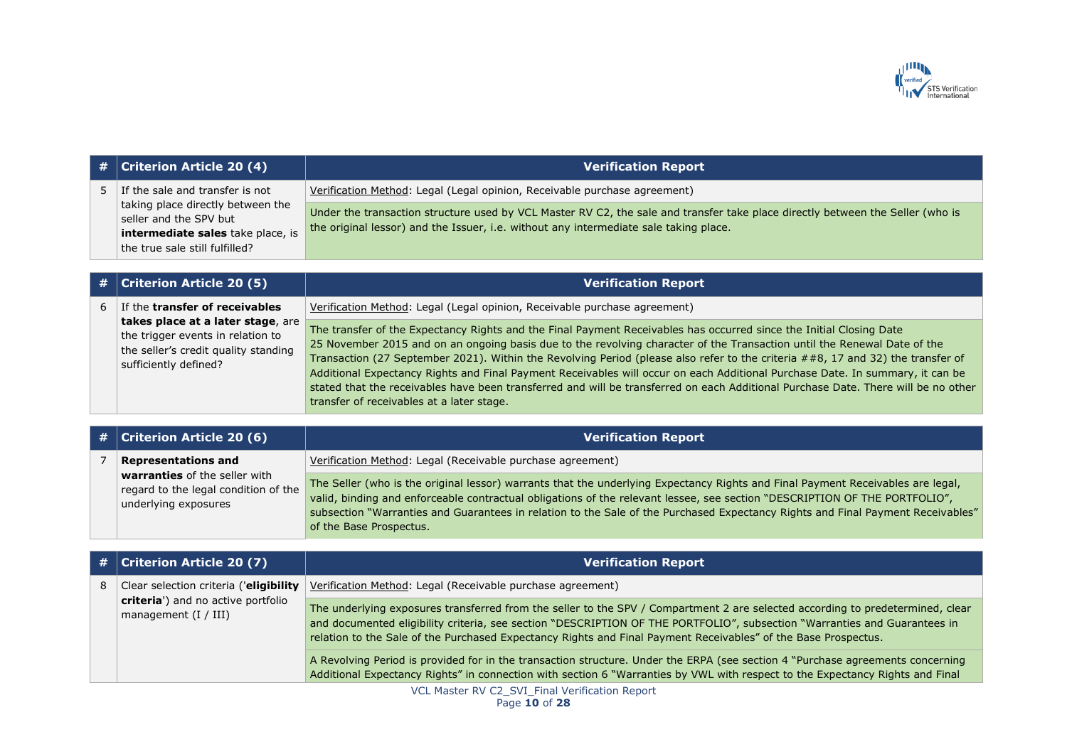| # | Criterion Article 20 (4) | Verification Report |
|---|---|---|
| 5 | If the sale and transfer is not taking place directly between the seller and the SPV but **intermediate sales** take place, is the true sale still fulfilled? | Verification Method: Legal (Legal opinion, Receivable purchase agreement) |
| | | Under the transaction structure used by VCL Master RV C2, the sale and transfer take place directly between the Seller (who is the original lessor) and the Issuer, i.e. without any intermediate sale taking place. |

| # | Criterion Article 20 (5) | Verification Report |
|---|---|---|
| 6 | If the **transfer of receivables takes place at a later stage**, are the trigger events in relation to the seller's credit quality standing sufficiently defined? | Verification Method: Legal (Legal opinion, Receivable purchase agreement) |
| | | The transfer of the Expectancy Rights and the Final Payment Receivables has occurred since the Initial Closing Date 25 November 2015 and on an ongoing basis due to the revolving character of the Transaction until the Renewal Date of the Transaction (27 September 2021). Within the Revolving Period (please also refer to the criteria ##8, 17 and 32) the transfer of Additional Expectancy Rights and Final Payment Receivables will occur on each Additional Purchase Date. In summary, it can be stated that the receivables have been transferred and will be transferred on each Additional Purchase Date. There will be no other transfer of receivables at a later stage. |

| # | Criterion Article 20 (6) | Verification Report |
|---|---|---|
| 7 | **Representations and warranties** of the seller with regard to the legal condition of the underlying exposures | Verification Method: Legal (Receivable purchase agreement) |
| | | The Seller (who is the original lessor) warrants that the underlying Expectancy Rights and Final Payment Receivables are legal, valid, binding and enforceable contractual obligations of the relevant lessee, see section "DESCRIPTION OF THE PORTFOLIO", subsection "Warranties and Guarantees in relation to the Sale of the Purchased Expectancy Rights and Final Payment Receivables" of the Base Prospectus. |

| # | Criterion Article 20 (7) | Verification Report |
|---|---|---|
| 8 | Clear selection criteria ('**eligibility criteria**') and no active portfolio management (I / III) | Verification Method: Legal (Receivable purchase agreement) |
| | | The underlying exposures transferred from the seller to the SPV / Compartment 2 are selected according to predetermined, clear and documented eligibility criteria, see section "DESCRIPTION OF THE PORTFOLIO", subsection "Warranties and Guarantees in relation to the Sale of the Purchased Expectancy Rights and Final Payment Receivables" of the Base Prospectus. |
| | | A Revolving Period is provided for in the transaction structure. Under the ERPA (see section 4 "Purchase agreements concerning Additional Expectancy Rights" in connection with section 6 "Warranties by VWL with respect to the Expectancy Rights and Final |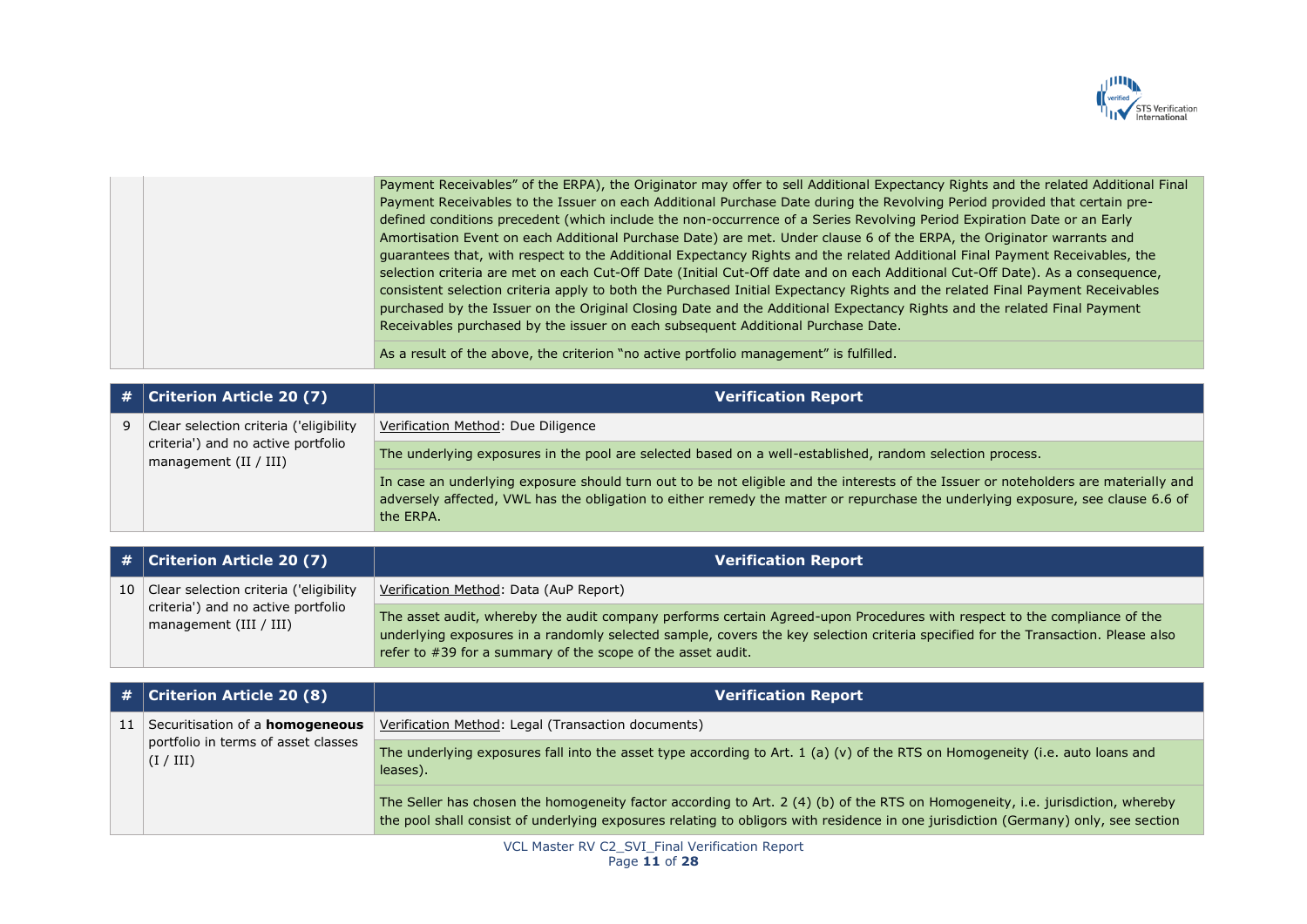| | | |
|---|---|---|
| | | Payment Receivables" of the ERPA), the Originator may offer to sell Additional Expectancy Rights and the related Additional Final Payment Receivables to the Issuer on each Additional Purchase Date during the Revolving Period provided that certain pre-defined conditions precedent (which include the non-occurrence of a Series Revolving Period Expiration Date or an Early Amortisation Event on each Additional Purchase Date) are met. Under clause 6 of the ERPA, the Originator warrants and guarantees that, with respect to the Additional Expectancy Rights and the related Additional Final Payment Receivables, the selection criteria are met on each Cut-Off Date (Initial Cut-Off date and on each Additional Cut-Off Date). As a consequence, consistent selection criteria apply to both the Purchased Initial Expectancy Rights and the related Final Payment Receivables purchased by the Issuer on the Original Closing Date and the Additional Expectancy Rights and the related Final Payment Receivables purchased by the issuer on each subsequent Additional Purchase Date. |
| | | As a result of the above, the criterion "no active portfolio management" is fulfilled. |

| # | Criterion Article 20 (7) | Verification Report |
|---|---|---|
| 9 | Clear selection criteria ('eligibility criteria') and no active portfolio management (II / III) | Verification Method: Due Diligence |
| | | The underlying exposures in the pool are selected based on a well-established, random selection process. |
| | | In case an underlying exposure should turn out to be not eligible and the interests of the Issuer or noteholders are materially and adversely affected, VWL has the obligation to either remedy the matter or repurchase the underlying exposure, see clause 6.6 of the ERPA. |

| # | Criterion Article 20 (7) | Verification Report |
|---|---|---|
| 10 | Clear selection criteria ('eligibility criteria') and no active portfolio management (III / III) | Verification Method: Data (AuP Report) |
| | | The asset audit, whereby the audit company performs certain Agreed-upon Procedures with respect to the compliance of the underlying exposures in a randomly selected sample, covers the key selection criteria specified for the Transaction. Please also refer to #39 for a summary of the scope of the asset audit. |

| # | Criterion Article 20 (8) | Verification Report |
|---|---|---|
| 11 | Securitisation of a **homogeneous** portfolio in terms of asset classes (I / III) | Verification Method: Legal (Transaction documents) |
| | | The underlying exposures fall into the asset type according to Art. 1 (a) (v) of the RTS on Homogeneity (i.e. auto loans and leases). |
| | | The Seller has chosen the homogeneity factor according to Art. 2 (4) (b) of the RTS on Homogeneity, i.e. jurisdiction, whereby the pool shall consist of underlying exposures relating to obligors with residence in one jurisdiction (Germany) only, see section |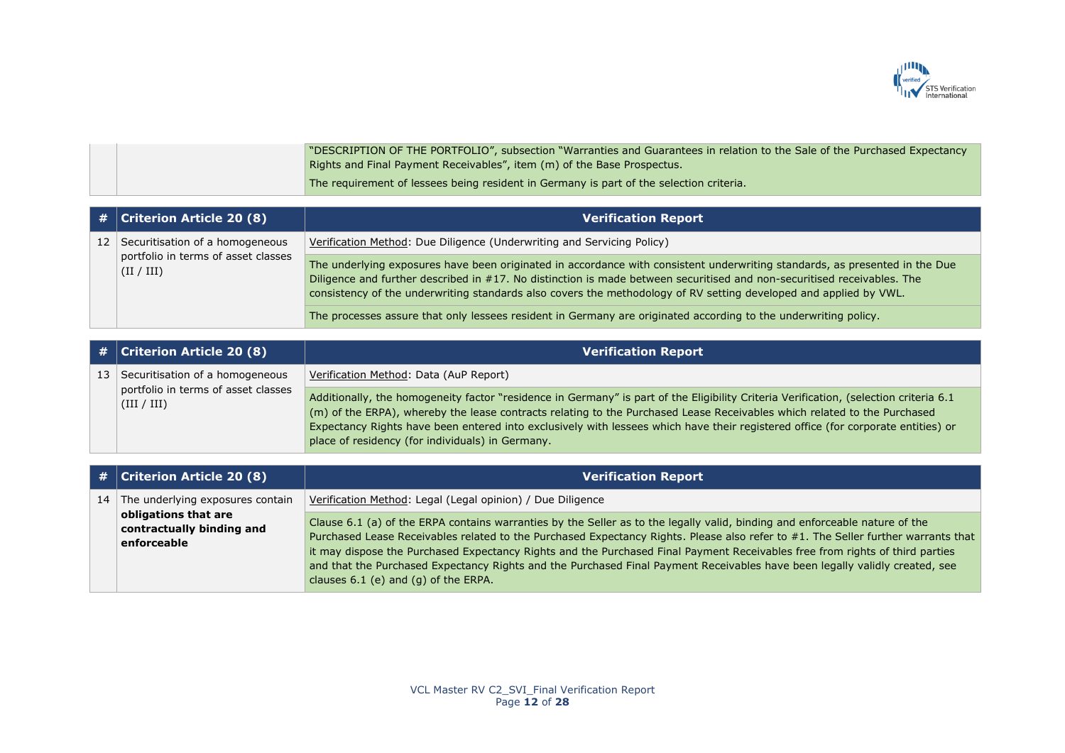| | | |
|---|---|---|
| | | "DESCRIPTION OF THE PORTFOLIO", subsection "Warranties and Guarantees in relation to the Sale of the Purchased Expectancy Rights and Final Payment Receivables", item (m) of the Base Prospectus. |
| | | The requirement of lessees being resident in Germany is part of the selection criteria. |

| # | Criterion Article 20 (8) | Verification Report |
|---|---|---|
| 12 | Securitisation of a homogeneous portfolio in terms of asset classes (II / III) | Verification Method: Due Diligence (Underwriting and Servicing Policy) |
| | | The underlying exposures have been originated in accordance with consistent underwriting standards, as presented in the Due Diligence and further described in #17. No distinction is made between securitised and non-securitised receivables. The consistency of the underwriting standards also covers the methodology of RV setting developed and applied by VWL. |
| | | The processes assure that only lessees resident in Germany are originated according to the underwriting policy. |

| # | Criterion Article 20 (8) | Verification Report |
|---|---|---|
| 13 | Securitisation of a homogeneous portfolio in terms of asset classes (III / III) | Verification Method: Data (AuP Report) |
| | | Additionally, the homogeneity factor "residence in Germany" is part of the Eligibility Criteria Verification, (selection criteria 6.1 (m) of the ERPA), whereby the lease contracts relating to the Purchased Lease Receivables which related to the Purchased Expectancy Rights have been entered into exclusively with lessees which have their registered office (for corporate entities) or place of residency (for individuals) in Germany. |

| # | Criterion Article 20 (8) | Verification Report |
|---|---|---|
| 14 | The underlying exposures contain **obligations that are contractually binding and enforceable** | Verification Method: Legal (Legal opinion) / Due Diligence |
| | | Clause 6.1 (a) of the ERPA contains warranties by the Seller as to the legally valid, binding and enforceable nature of the Purchased Lease Receivables related to the Purchased Expectancy Rights. Please also refer to #1. The Seller further warrants that it may dispose the Purchased Expectancy Rights and the Purchased Final Payment Receivables free from rights of third parties and that the Purchased Expectancy Rights and the Purchased Final Payment Receivables have been legally validly created, see clauses 6.1 (e) and (g) of the ERPA. |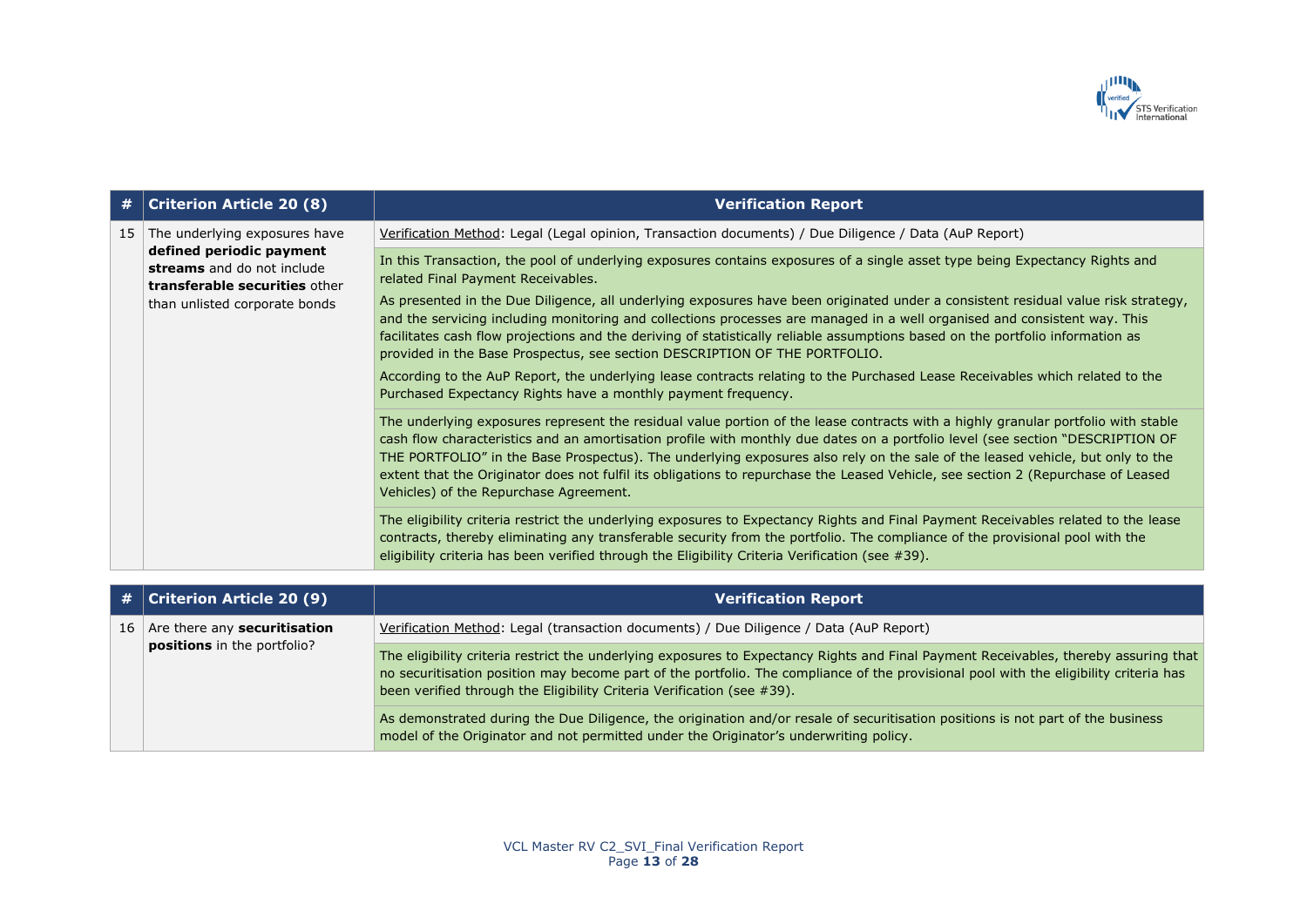| # | Criterion Article 20 (8) | Verification Report |
|---|---|---|
| 15 | The underlying exposures have **defined periodic payment streams** and do not include **transferable securities** other than unlisted corporate bonds | Verification Method: Legal (Legal opinion, Transaction documents) / Due Diligence / Data (AuP Report) |
| | | In this Transaction, the pool of underlying exposures contains exposures of a single asset type being Expectancy Rights and related Final Payment Receivables.<br><br>As presented in the Due Diligence, all underlying exposures have been originated under a consistent residual value risk strategy, and the servicing including monitoring and collections processes are managed in a well organised and consistent way. This facilitates cash flow projections and the deriving of statistically reliable assumptions based on the portfolio information as provided in the Base Prospectus, see section DESCRIPTION OF THE PORTFOLIO.<br><br>According to the AuP Report, the underlying lease contracts relating to the Purchased Lease Receivables which related to the Purchased Expectancy Rights have a monthly payment frequency. |
| | | The underlying exposures represent the residual value portion of the lease contracts with a highly granular portfolio with stable cash flow characteristics and an amortisation profile with monthly due dates on a portfolio level (see section "DESCRIPTION OF THE PORTFOLIO" in the Base Prospectus). The underlying exposures also rely on the sale of the leased vehicle, but only to the extent that the Originator does not fulfil its obligations to repurchase the Leased Vehicle, see section 2 (Repurchase of Leased Vehicles) of the Repurchase Agreement. |
| | | The eligibility criteria restrict the underlying exposures to Expectancy Rights and Final Payment Receivables related to the lease contracts, thereby eliminating any transferable security from the portfolio. The compliance of the provisional pool with the eligibility criteria has been verified through the Eligibility Criteria Verification (see #39). |

| # | Criterion Article 20 (9) | Verification Report |
|---|---|---|
| 16 | Are there any **securitisation positions** in the portfolio? | Verification Method: Legal (transaction documents) / Due Diligence / Data (AuP Report) |
| | | The eligibility criteria restrict the underlying exposures to Expectancy Rights and Final Payment Receivables, thereby assuring that no securitisation position may become part of the portfolio. The compliance of the provisional pool with the eligibility criteria has been verified through the Eligibility Criteria Verification (see #39). |
| | | As demonstrated during the Due Diligence, the origination and/or resale of securitisation positions is not part of the business model of the Originator and not permitted under the Originator's underwriting policy. |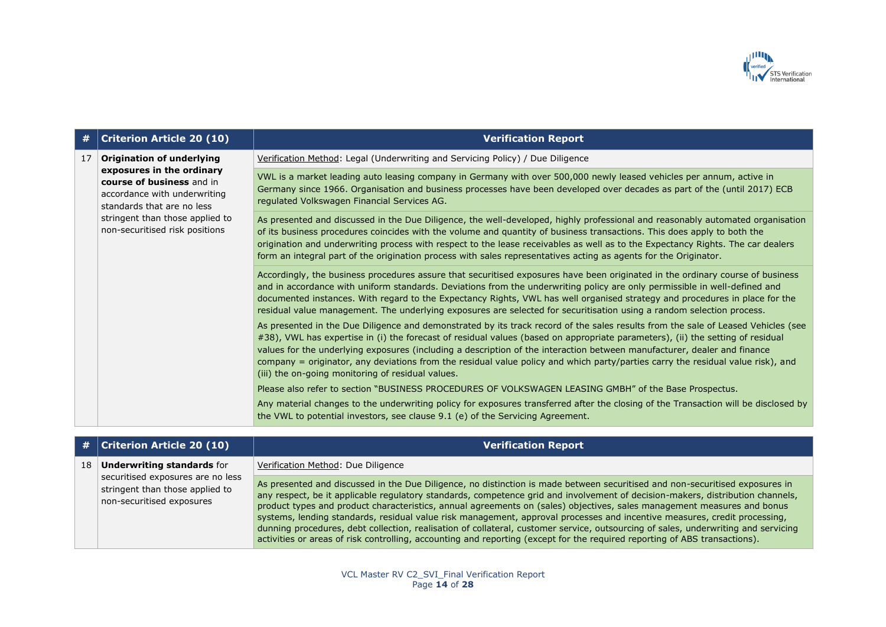| # | Criterion Article 20 (10) | Verification Report |
|---|---|---|
| 17 | **Origination of underlying exposures in the ordinary course of business** and in accordance with underwriting standards that are no less stringent than those applied to non-securitised risk positions | Verification Method: Legal (Underwriting and Servicing Policy) / Due Diligence |
| | | VWL is a market leading auto leasing company in Germany with over 500,000 newly leased vehicles per annum, active in Germany since 1966. Organisation and business processes have been developed over decades as part of the (until 2017) ECB regulated Volkswagen Financial Services AG. |
| | | As presented and discussed in the Due Diligence, the well-developed, highly professional and reasonably automated organisation of its business procedures coincides with the volume and quantity of business transactions. This does apply to both the origination and underwriting process with respect to the lease receivables as well as to the Expectancy Rights. The car dealers form an integral part of the origination process with sales representatives acting as agents for the Originator. |
| | | Accordingly, the business procedures assure that securitised exposures have been originated in the ordinary course of business and in accordance with uniform standards. Deviations from the underwriting policy are only permissible in well-defined and documented instances. With regard to the Expectancy Rights, VWL has well organised strategy and procedures in place for the residual value management. The underlying exposures are selected for securitisation using a random selection process.<br><br>As presented in the Due Diligence and demonstrated by its track record of the sales results from the sale of Leased Vehicles (see #38), VWL has expertise in (i) the forecast of residual values (based on appropriate parameters), (ii) the setting of residual values for the underlying exposures (including a description of the interaction between manufacturer, dealer and finance company = originator, any deviations from the residual value policy and which party/parties carry the residual value risk), and (iii) the on-going monitoring of residual values.<br><br>Please also refer to section "BUSINESS PROCEDURES OF VOLKSWAGEN LEASING GMBH" of the Base Prospectus.<br><br>Any material changes to the underwriting policy for exposures transferred after the closing of the Transaction will be disclosed by the VWL to potential investors, see clause 9.1 (e) of the Servicing Agreement. |

| # | Criterion Article 20 (10) | Verification Report |
|---|---|---|
| 18 | **Underwriting standards** for securitised exposures are no less stringent than those applied to non-securitised exposures | Verification Method: Due Diligence |
| | | As presented and discussed in the Due Diligence, no distinction is made between securitised and non-securitised exposures in any respect, be it applicable regulatory standards, competence grid and involvement of decision-makers, distribution channels, product types and product characteristics, annual agreements on (sales) objectives, sales management measures and bonus systems, lending standards, residual value risk management, approval processes and incentive measures, credit processing, dunning procedures, debt collection, realisation of collateral, customer service, outsourcing of sales, underwriting and servicing activities or areas of risk controlling, accounting and reporting (except for the required reporting of ABS transactions). |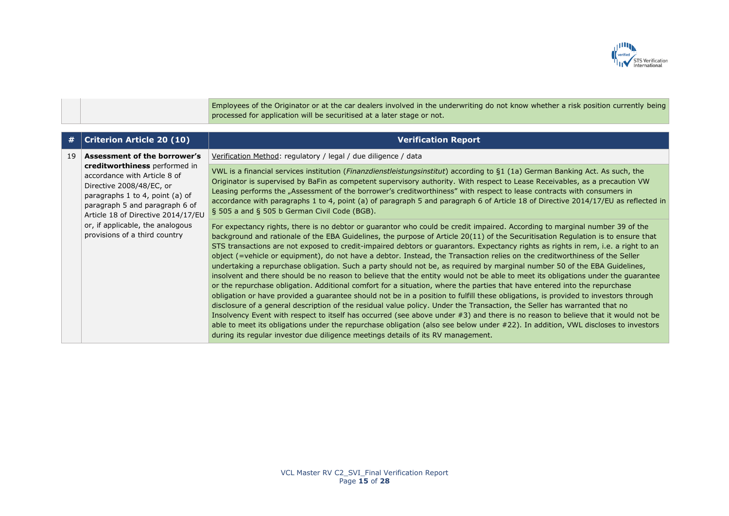| | | |
|---|---|---|
| | | Employees of the Originator or at the car dealers involved in the underwriting do not know whether a risk position currently being processed for application will be securitised at a later stage or not. |

| # | Criterion Article 20 (10) | Verification Report |
|---|---|---|
| 19 | **Assessment of the borrower's creditworthiness** performed in accordance with Article 8 of Directive 2008/48/EC, or paragraphs 1 to 4, point (a) of paragraph 5 and paragraph 6 of Article 18 of Directive 2014/17/EU or, if applicable, the analogous provisions of a third country | Verification Method: regulatory / legal / due diligence / data |
| | | VWL is a financial services institution (*Finanzdienstleistungsinstitut*) according to §1 (1a) German Banking Act. As such, the Originator is supervised by BaFin as competent supervisory authority. With respect to Lease Receivables, as a precaution VW Leasing performs the „Assessment of the borrower's creditworthiness" with respect to lease contracts with consumers in accordance with paragraphs 1 to 4, point (a) of paragraph 5 and paragraph 6 of Article 18 of Directive 2014/17/EU as reflected in § 505 a and § 505 b German Civil Code (BGB). |
| | | For expectancy rights, there is no debtor or guarantor who could be credit impaired. According to marginal number 39 of the background and rationale of the EBA Guidelines, the purpose of Article 20(11) of the Securitisation Regulation is to ensure that STS transactions are not exposed to credit-impaired debtors or guarantors. Expectancy rights as rights in rem, i.e. a right to an object (=vehicle or equipment), do not have a debtor. Instead, the Transaction relies on the creditworthiness of the Seller undertaking a repurchase obligation. Such a party should not be, as required by marginal number 50 of the EBA Guidelines, insolvent and there should be no reason to believe that the entity would not be able to meet its obligations under the guarantee or the repurchase obligation. Additional comfort for a situation, where the parties that have entered into the repurchase obligation or have provided a guarantee should not be in a position to fulfill these obligations, is provided to investors through disclosure of a general description of the residual value policy. Under the Transaction, the Seller has warranted that no Insolvency Event with respect to itself has occurred (see above under #3) and there is no reason to believe that it would not be able to meet its obligations under the repurchase obligation (also see below under #22). In addition, VWL discloses to investors during its regular investor due diligence meetings details of its RV management. |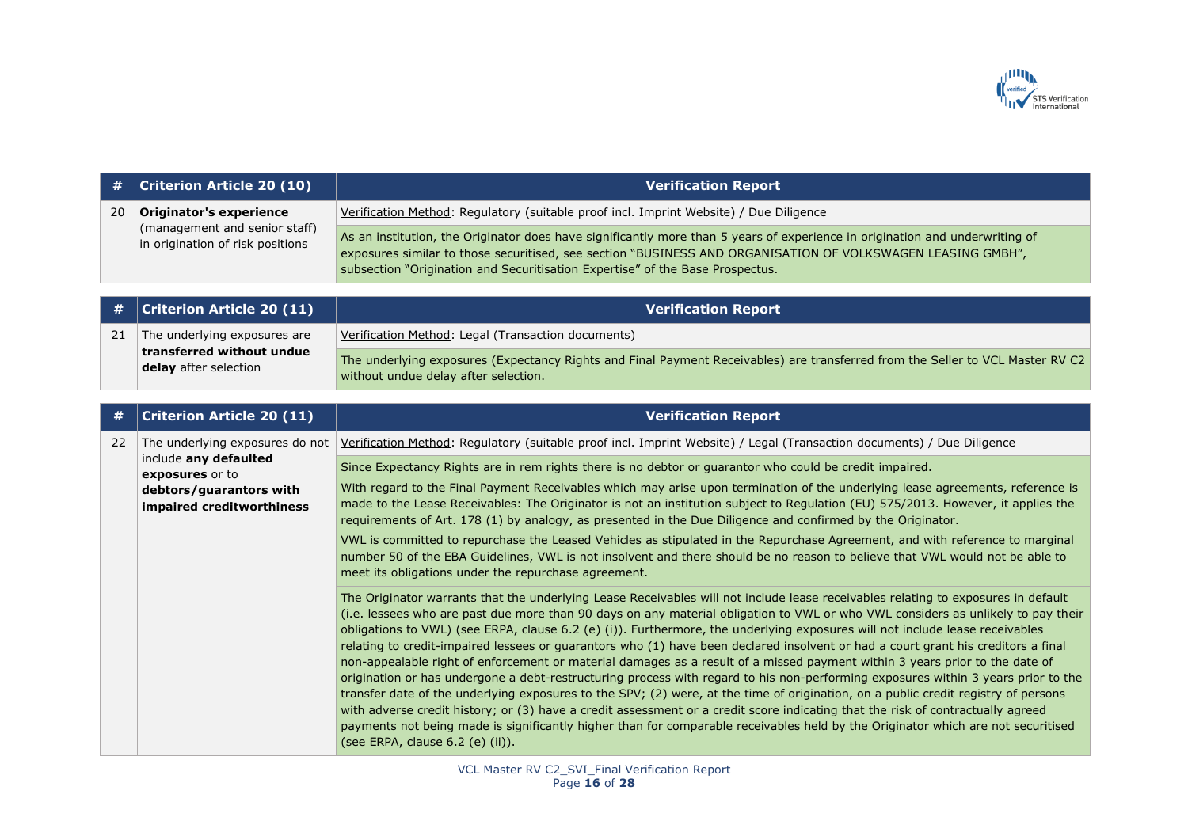| # | Criterion Article 20 (10) | Verification Report |
|---|---|---|
| 20 | **Originator's experience** (management and senior staff) in origination of risk positions | Verification Method: Regulatory (suitable proof incl. Imprint Website) / Due Diligence |
| | | As an institution, the Originator does have significantly more than 5 years of experience in origination and underwriting of exposures similar to those securitised, see section "BUSINESS AND ORGANISATION OF VOLKSWAGEN LEASING GMBH", subsection "Origination and Securitisation Expertise" of the Base Prospectus. |

| # | Criterion Article 20 (11) | Verification Report |
|---|---|---|
| 21 | The underlying exposures are **transferred without undue delay** after selection | Verification Method: Legal (Transaction documents) |
| | | The underlying exposures (Expectancy Rights and Final Payment Receivables) are transferred from the Seller to VCL Master RV C2 without undue delay after selection. |

| # | Criterion Article 20 (11) | Verification Report |
|---|---|---|
| 22 | The underlying exposures do not include **any defaulted exposures** or to **debtors/guarantors with impaired creditworthiness** | Verification Method: Regulatory (suitable proof incl. Imprint Website) / Legal (Transaction documents) / Due Diligence |
| | | Since Expectancy Rights are in rem rights there is no debtor or guarantor who could be credit impaired.<br><br>With regard to the Final Payment Receivables which may arise upon termination of the underlying lease agreements, reference is made to the Lease Receivables: The Originator is not an institution subject to Regulation (EU) 575/2013. However, it applies the requirements of Art. 178 (1) by analogy, as presented in the Due Diligence and confirmed by the Originator.<br><br>VWL is committed to repurchase the Leased Vehicles as stipulated in the Repurchase Agreement, and with reference to marginal number 50 of the EBA Guidelines, VWL is not insolvent and there should be no reason to believe that VWL would not be able to meet its obligations under the repurchase agreement. |
| | | The Originator warrants that the underlying Lease Receivables will not include lease receivables relating to exposures in default (i.e. lessees who are past due more than 90 days on any material obligation to VWL or who VWL considers as unlikely to pay their obligations to VWL) (see ERPA, clause 6.2 (e) (i)). Furthermore, the underlying exposures will not include lease receivables relating to credit-impaired lessees or guarantors who (1) have been declared insolvent or had a court grant his creditors a final non-appealable right of enforcement or material damages as a result of a missed payment within 3 years prior to the date of origination or has undergone a debt-restructuring process with regard to his non-performing exposures within 3 years prior to the transfer date of the underlying exposures to the SPV; (2) were, at the time of origination, on a public credit registry of persons with adverse credit history; or (3) have a credit assessment or a credit score indicating that the risk of contractually agreed payments not being made is significantly higher than for comparable receivables held by the Originator which are not securitised (see ERPA, clause 6.2 (e) (ii)). |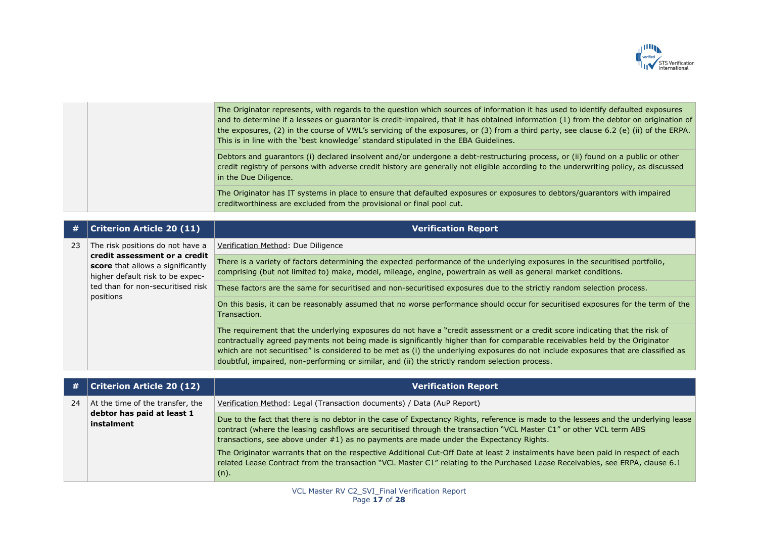| | | |
|---|---|---|
| | | The Originator represents, with regards to the question which sources of information it has used to identify defaulted exposures and to determine if a lessees or guarantor is credit-impaired, that it has obtained information (1) from the debtor on origination of the exposures, (2) in the course of VWL's servicing of the exposures, or (3) from a third party, see clause 6.2 (e) (ii) of the ERPA. This is in line with the 'best knowledge' standard stipulated in the EBA Guidelines. |
| | | Debtors and guarantors (i) declared insolvent and/or undergone a debt-restructuring process, or (ii) found on a public or other credit registry of persons with adverse credit history are generally not eligible according to the underwriting policy, as discussed in the Due Diligence. |
| | | The Originator has IT systems in place to ensure that defaulted exposures or exposures to debtors/guarantors with impaired creditworthiness are excluded from the provisional or final pool cut. |

| # | Criterion Article 20 (11) | Verification Report |
|---|---|---|
| 23 | The risk positions do not have a **credit assessment or a credit score** that allows a significantly higher default risk to be expected than for non-securitised risk positions | Verification Method: Due Diligence |
| | | There is a variety of factors determining the expected performance of the underlying exposures in the securitised portfolio, comprising (but not limited to) make, model, mileage, engine, powertrain as well as general market conditions. |
| | | These factors are the same for securitised and non-securitised exposures due to the strictly random selection process. |
| | | On this basis, it can be reasonably assumed that no worse performance should occur for securitised exposures for the term of the Transaction. |
| | | The requirement that the underlying exposures do not have a "credit assessment or a credit score indicating that the risk of contractually agreed payments not being made is significantly higher than for comparable receivables held by the Originator which are not securitised" is considered to be met as (i) the underlying exposures do not include exposures that are classified as doubtful, impaired, non-performing or similar, and (ii) the strictly random selection process. |

| # | Criterion Article 20 (12) | Verification Report |
|---|---|---|
| 24 | At the time of the transfer, the **debtor has paid at least 1 instalment** | Verification Method: Legal (Transaction documents) / Data (AuP Report) |
| | | Due to the fact that there is no debtor in the case of Expectancy Rights, reference is made to the lessees and the underlying lease contract (where the leasing cashflows are securitised through the transaction "VCL Master C1" or other VCL term ABS transactions, see above under #1) as no payments are made under the Expectancy Rights.<br><br>The Originator warrants that on the respective Additional Cut-Off Date at least 2 instalments have been paid in respect of each related Lease Contract from the transaction "VCL Master C1" relating to the Purchased Lease Receivables, see ERPA, clause 6.1 (n). |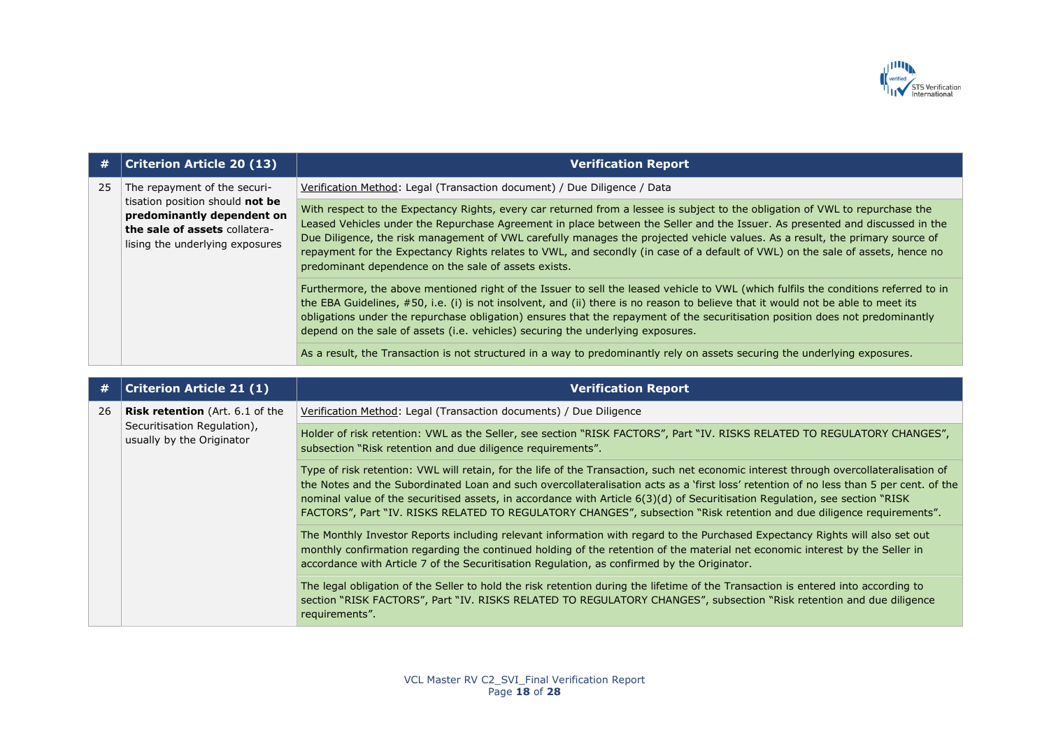| # | Criterion Article 20 (13) | Verification Report |
|---|---|---|
| 25 | The repayment of the securitisation position should **not be predominantly dependent on the sale of assets** collateralising the underlying exposures | Verification Method: Legal (Transaction document) / Due Diligence / Data |
| | | With respect to the Expectancy Rights, every car returned from a lessee is subject to the obligation of VWL to repurchase the Leased Vehicles under the Repurchase Agreement in place between the Seller and the Issuer. As presented and discussed in the Due Diligence, the risk management of VWL carefully manages the projected vehicle values. As a result, the primary source of repayment for the Expectancy Rights relates to VWL, and secondly (in case of a default of VWL) on the sale of assets, hence no predominant dependence on the sale of assets exists. |
| | | Furthermore, the above mentioned right of the Issuer to sell the leased vehicle to VWL (which fulfils the conditions referred to in the EBA Guidelines, #50, i.e. (i) is not insolvent, and (ii) there is no reason to believe that it would not be able to meet its obligations under the repurchase obligation) ensures that the repayment of the securitisation position does not predominantly depend on the sale of assets (i.e. vehicles) securing the underlying exposures. |
| | | As a result, the Transaction is not structured in a way to predominantly rely on assets securing the underlying exposures. |

| # | Criterion Article 21 (1) | Verification Report |
|---|---|---|
| 26 | **Risk retention** (Art. 6.1 of the Securitisation Regulation), usually by the Originator | Verification Method: Legal (Transaction documents) / Due Diligence |
| | | Holder of risk retention: VWL as the Seller, see section "RISK FACTORS", Part "IV. RISKS RELATED TO REGULATORY CHANGES", subsection "Risk retention and due diligence requirements". |
| | | Type of risk retention: VWL will retain, for the life of the Transaction, such net economic interest through overcollateralisation of the Notes and the Subordinated Loan and such overcollateralisation acts as a 'first loss' retention of no less than 5 per cent. of the nominal value of the securitised assets, in accordance with Article 6(3)(d) of Securitisation Regulation, see section "RISK FACTORS", Part "IV. RISKS RELATED TO REGULATORY CHANGES", subsection "Risk retention and due diligence requirements". |
| | | The Monthly Investor Reports including relevant information with regard to the Purchased Expectancy Rights will also set out monthly confirmation regarding the continued holding of the retention of the material net economic interest by the Seller in accordance with Article 7 of the Securitisation Regulation, as confirmed by the Originator. |
| | | The legal obligation of the Seller to hold the risk retention during the lifetime of the Transaction is entered into according to section "RISK FACTORS", Part "IV. RISKS RELATED TO REGULATORY CHANGES", subsection "Risk retention and due diligence requirements". |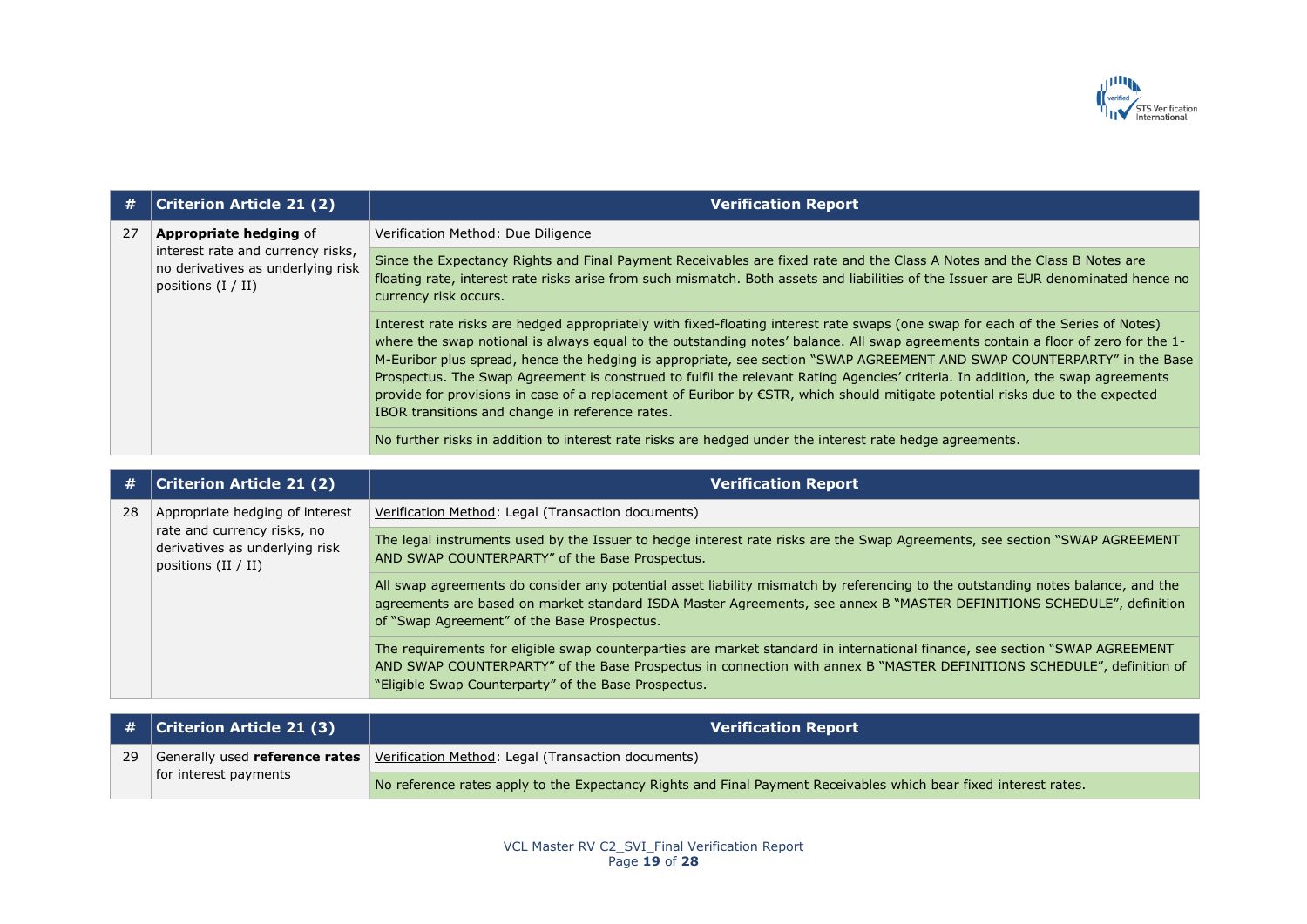| # | Criterion Article 21 (2) | Verification Report |
|---|---|---|
| 27 | **Appropriate hedging** of interest rate and currency risks, no derivatives as underlying risk positions (I / II) | Verification Method: Due Diligence |
| | | Since the Expectancy Rights and Final Payment Receivables are fixed rate and the Class A Notes and the Class B Notes are floating rate, interest rate risks arise from such mismatch. Both assets and liabilities of the Issuer are EUR denominated hence no currency risk occurs. |
| | | Interest rate risks are hedged appropriately with fixed-floating interest rate swaps (one swap for each of the Series of Notes) where the swap notional is always equal to the outstanding notes' balance. All swap agreements contain a floor of zero for the 1-M-Euribor plus spread, hence the hedging is appropriate, see section "SWAP AGREEMENT AND SWAP COUNTERPARTY" in the Base Prospectus. The Swap Agreement is construed to fulfil the relevant Rating Agencies' criteria. In addition, the swap agreements provide for provisions in case of a replacement of Euribor by €STR, which should mitigate potential risks due to the expected IBOR transitions and change in reference rates. |
| | | No further risks in addition to interest rate risks are hedged under the interest rate hedge agreements. |

| # | Criterion Article 21 (2) | Verification Report |
|---|---|---|
| 28 | Appropriate hedging of interest rate and currency risks, no derivatives as underlying risk positions (II / II) | Verification Method: Legal (Transaction documents) |
| | | The legal instruments used by the Issuer to hedge interest rate risks are the Swap Agreements, see section "SWAP AGREEMENT AND SWAP COUNTERPARTY" of the Base Prospectus. |
| | | All swap agreements do consider any potential asset liability mismatch by referencing to the outstanding notes balance, and the agreements are based on market standard ISDA Master Agreements, see annex B "MASTER DEFINITIONS SCHEDULE", definition of "Swap Agreement" of the Base Prospectus. |
| | | The requirements for eligible swap counterparties are market standard in international finance, see section "SWAP AGREEMENT AND SWAP COUNTERPARTY" of the Base Prospectus in connection with annex B "MASTER DEFINITIONS SCHEDULE", definition of "Eligible Swap Counterparty" of the Base Prospectus. |

| # | Criterion Article 21 (3) | Verification Report |
|---|---|---|
| 29 | Generally used **reference rates** for interest payments | Verification Method: Legal (Transaction documents) |
| | | No reference rates apply to the Expectancy Rights and Final Payment Receivables which bear fixed interest rates. |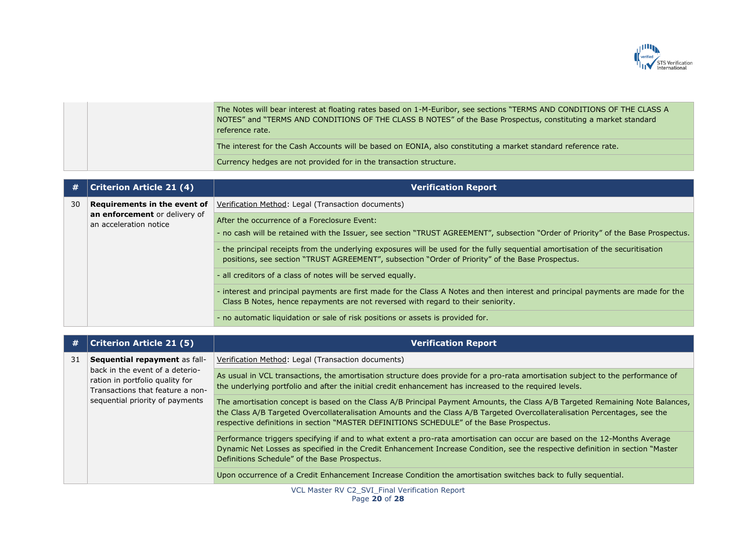| | | |
|---|---|---|
| | | The Notes will bear interest at floating rates based on 1-M-Euribor, see sections "TERMS AND CONDITIONS OF THE CLASS A NOTES" and "TERMS AND CONDITIONS OF THE CLASS B NOTES" of the Base Prospectus, constituting a market standard reference rate. |
| | | The interest for the Cash Accounts will be based on EONIA, also constituting a market standard reference rate. |
| | | Currency hedges are not provided for in the transaction structure. |

| # | Criterion Article 21 (4) | Verification Report |
|---|---|---|
| 30 | **Requirements in the event of an enforcement** or delivery of an acceleration notice | Verification Method: Legal (Transaction documents) |
| | | After the occurrence of a Foreclosure Event:<br>- no cash will be retained with the Issuer, see section "TRUST AGREEMENT", subsection "Order of Priority" of the Base Prospectus. |
| | | - the principal receipts from the underlying exposures will be used for the fully sequential amortisation of the securitisation positions, see section "TRUST AGREEMENT", subsection "Order of Priority" of the Base Prospectus. |
| | | - all creditors of a class of notes will be served equally. |
| | | - interest and principal payments are first made for the Class A Notes and then interest and principal payments are made for the Class B Notes, hence repayments are not reversed with regard to their seniority. |
| | | - no automatic liquidation or sale of risk positions or assets is provided for. |

| # | Criterion Article 21 (5) | Verification Report |
|---|---|---|
| 31 | **Sequential repayment** as fall-back in the event of a deterioration in portfolio quality for Transactions that feature a non-sequential priority of payments | Verification Method: Legal (Transaction documents) |
| | | As usual in VCL transactions, the amortisation structure does provide for a pro-rata amortisation subject to the performance of the underlying portfolio and after the initial credit enhancement has increased to the required levels. |
| | | The amortisation concept is based on the Class A/B Principal Payment Amounts, the Class A/B Targeted Remaining Note Balances, the Class A/B Targeted Overcollateralisation Amounts and the Class A/B Targeted Overcollateralisation Percentages, see the respective definitions in section "MASTER DEFINITIONS SCHEDULE" of the Base Prospectus. |
| | | Performance triggers specifying if and to what extent a pro-rata amortisation can occur are based on the 12-Months Average Dynamic Net Losses as specified in the Credit Enhancement Increase Condition, see the respective definition in section "Master Definitions Schedule" of the Base Prospectus. |
| | | Upon occurrence of a Credit Enhancement Increase Condition the amortisation switches back to fully sequential. |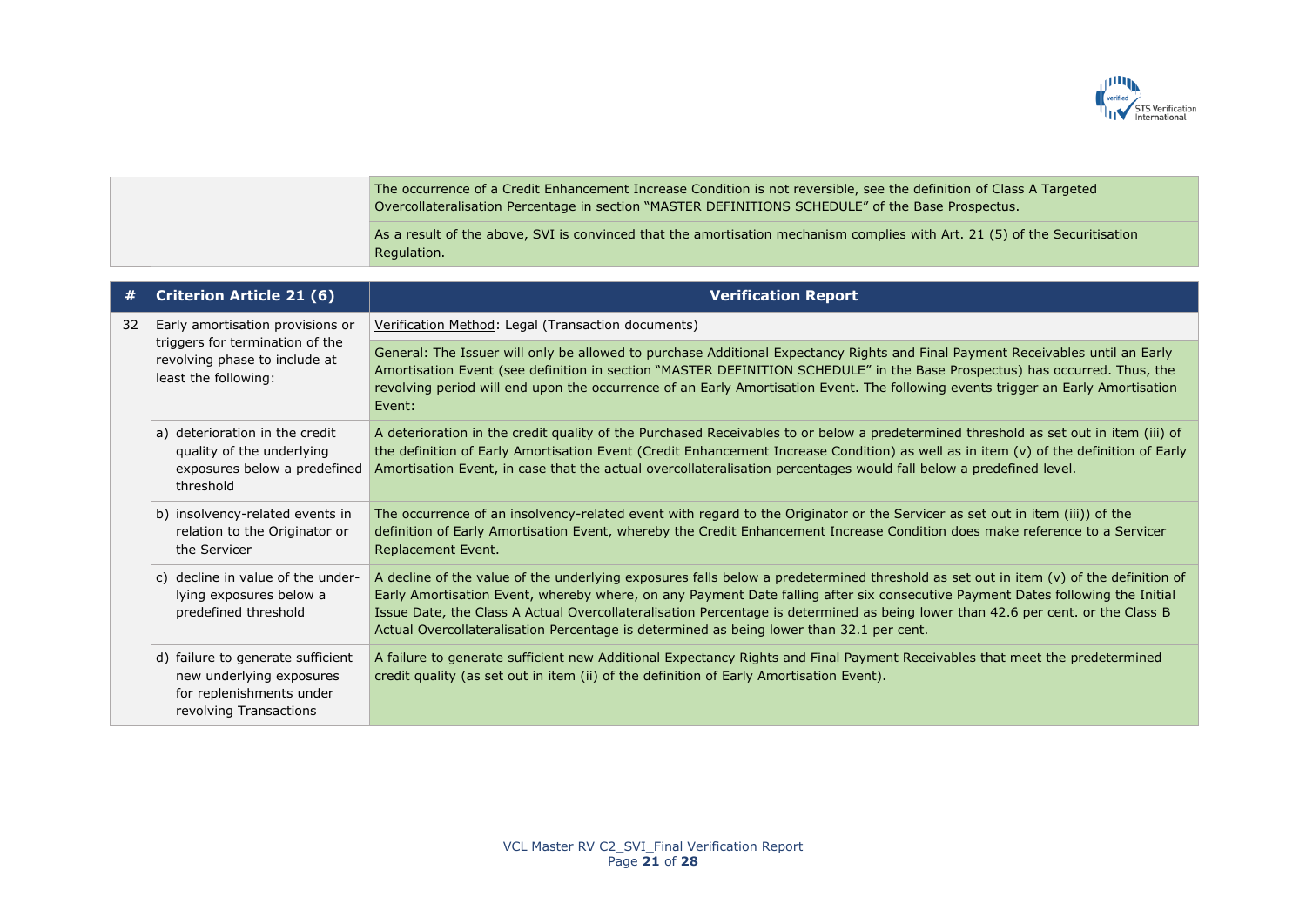| | | |
|---|---|---|
| | | The occurrence of a Credit Enhancement Increase Condition is not reversible, see the definition of Class A Targeted Overcollateralisation Percentage in section "MASTER DEFINITIONS SCHEDULE" of the Base Prospectus. |
| | | As a result of the above, SVI is convinced that the amortisation mechanism complies with Art. 21 (5) of the Securitisation Regulation. |

| # | Criterion Article 21 (6) | Verification Report |
|---|---|---|
| 32 | Early amortisation provisions or triggers for termination of the revolving phase to include at least the following: | Verification Method: Legal (Transaction documents) |
| | | General: The Issuer will only be allowed to purchase Additional Expectancy Rights and Final Payment Receivables until an Early Amortisation Event (see definition in section "MASTER DEFINITION SCHEDULE" in the Base Prospectus) has occurred. Thus, the revolving period will end upon the occurrence of an Early Amortisation Event. The following events trigger an Early Amortisation Event: |
| | a) deterioration in the credit quality of the underlying exposures below a predefined threshold | A deterioration in the credit quality of the Purchased Receivables to or below a predetermined threshold as set out in item (iii) of the definition of Early Amortisation Event (Credit Enhancement Increase Condition) as well as in item (v) of the definition of Early Amortisation Event, in case that the actual overcollateralisation percentages would fall below a predefined level. |
| | b) insolvency-related events in relation to the Originator or the Servicer | The occurrence of an insolvency-related event with regard to the Originator or the Servicer as set out in item (iii)) of the definition of Early Amortisation Event, whereby the Credit Enhancement Increase Condition does make reference to a Servicer Replacement Event. |
| | c) decline in value of the under-lying exposures below a predefined threshold | A decline of the value of the underlying exposures falls below a predetermined threshold as set out in item (v) of the definition of Early Amortisation Event, whereby where, on any Payment Date falling after six consecutive Payment Dates following the Initial Issue Date, the Class A Actual Overcollateralisation Percentage is determined as being lower than 42.6 per cent. or the Class B Actual Overcollateralisation Percentage is determined as being lower than 32.1 per cent. |
| | d) failure to generate sufficient new underlying exposures for replenishments under revolving Transactions | A failure to generate sufficient new Additional Expectancy Rights and Final Payment Receivables that meet the predetermined credit quality (as set out in item (ii) of the definition of Early Amortisation Event). |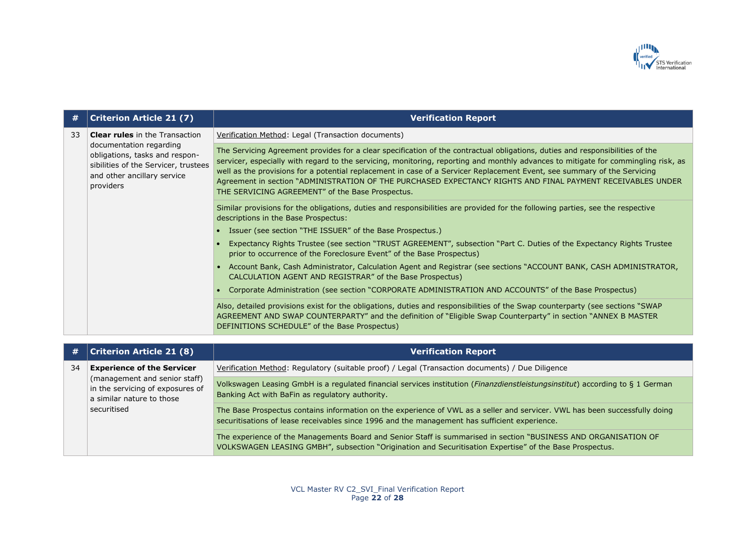| # | Criterion Article 21 (7) | Verification Report |
|---|---|---|
| 33 | **Clear rules** in the Transaction documentation regarding obligations, tasks and responsibilities of the Servicer, trustees and other ancillary service providers | Verification Method: Legal (Transaction documents) |
| | | The Servicing Agreement provides for a clear specification of the contractual obligations, duties and responsibilities of the servicer, especially with regard to the servicing, monitoring, reporting and monthly advances to mitigate for commingling risk, as well as the provisions for a potential replacement in case of a Servicer Replacement Event, see summary of the Servicing Agreement in section "ADMINISTRATION OF THE PURCHASED EXPECTANCY RIGHTS AND FINAL PAYMENT RECEIVABLES UNDER THE SERVICING AGREEMENT" of the Base Prospectus. |
| | | Similar provisions for the obligations, duties and responsibilities are provided for the following parties, see the respective descriptions in the Base Prospectus:<br>• Issuer (see section "THE ISSUER" of the Base Prospectus.)<br>• Expectancy Rights Trustee (see section "TRUST AGREEMENT", subsection "Part C. Duties of the Expectancy Rights Trustee prior to occurrence of the Foreclosure Event" of the Base Prospectus)<br>• Account Bank, Cash Administrator, Calculation Agent and Registrar (see sections "ACCOUNT BANK, CASH ADMINISTRATOR, CALCULATION AGENT AND REGISTRAR" of the Base Prospectus)<br>• Corporate Administration (see section "CORPORATE ADMINISTRATION AND ACCOUNTS" of the Base Prospectus) |
| | | Also, detailed provisions exist for the obligations, duties and responsibilities of the Swap counterparty (see sections "SWAP AGREEMENT AND SWAP COUNTERPARTY" and the definition of "Eligible Swap Counterparty" in section "ANNEX B MASTER DEFINITIONS SCHEDULE" of the Base Prospectus) |

| # | Criterion Article 21 (8) | Verification Report |
|---|---|---|
| 34 | **Experience of the Servicer** (management and senior staff) in the servicing of exposures of a similar nature to those securitised | Verification Method: Regulatory (suitable proof) / Legal (Transaction documents) / Due Diligence |
| | | Volkswagen Leasing GmbH is a regulated financial services institution (*Finanzdienstleistungsinstitut*) according to § 1 German Banking Act with BaFin as regulatory authority. |
| | | The Base Prospectus contains information on the experience of VWL as a seller and servicer. VWL has been successfully doing securitisations of lease receivables since 1996 and the management has sufficient experience. |
| | | The experience of the Managements Board and Senior Staff is summarised in section "BUSINESS AND ORGANISATION OF VOLKSWAGEN LEASING GMBH", subsection "Origination and Securitisation Expertise" of the Base Prospectus. |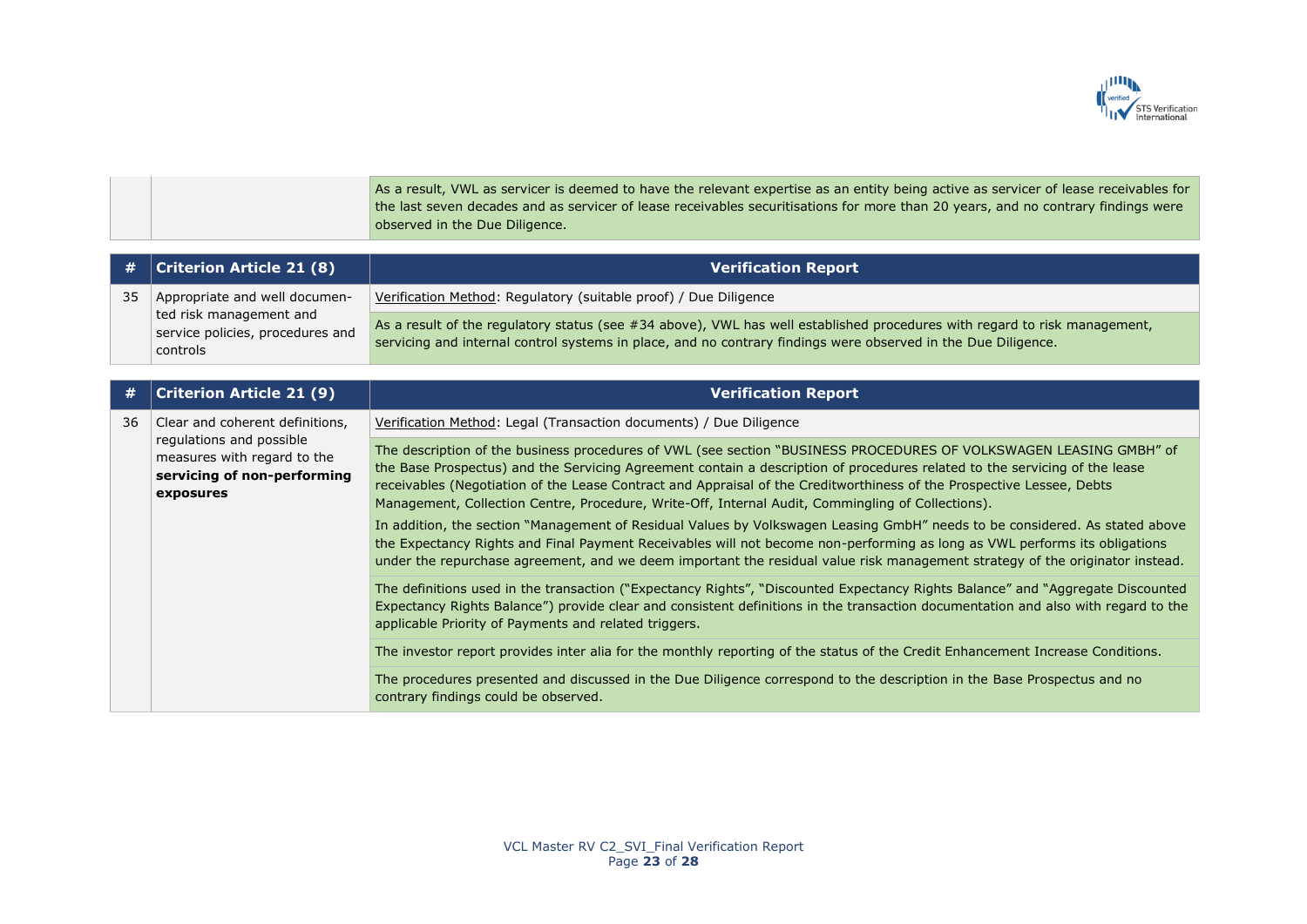| | | |
|---|---|---|
| | | As a result, VWL as servicer is deemed to have the relevant expertise as an entity being active as servicer of lease receivables for the last seven decades and as servicer of lease receivables securitisations for more than 20 years, and no contrary findings were observed in the Due Diligence. |

| # | Criterion Article 21 (8) | Verification Report |
|---|---|---|
| 35 | Appropriate and well documented risk management and service policies, procedures and controls | Verification Method: Regulatory (suitable proof) / Due Diligence |
| | | As a result of the regulatory status (see #34 above), VWL has well established procedures with regard to risk management, servicing and internal control systems in place, and no contrary findings were observed in the Due Diligence. |

| # | Criterion Article 21 (9) | Verification Report |
|---|---|---|
| 36 | Clear and coherent definitions, regulations and possible measures with regard to the **servicing of non-performing exposures** | Verification Method: Legal (Transaction documents) / Due Diligence |
| | | The description of the business procedures of VWL (see section "BUSINESS PROCEDURES OF VOLKSWAGEN LEASING GMBH" of the Base Prospectus) and the Servicing Agreement contain a description of procedures related to the servicing of the lease receivables (Negotiation of the Lease Contract and Appraisal of the Creditworthiness of the Prospective Lessee, Debts Management, Collection Centre, Procedure, Write-Off, Internal Audit, Commingling of Collections).<br><br>In addition, the section "Management of Residual Values by Volkswagen Leasing GmbH" needs to be considered. As stated above the Expectancy Rights and Final Payment Receivables will not become non-performing as long as VWL performs its obligations under the repurchase agreement, and we deem important the residual value risk management strategy of the originator instead. |
| | | The definitions used in the transaction ("Expectancy Rights", "Discounted Expectancy Rights Balance" and "Aggregate Discounted Expectancy Rights Balance") provide clear and consistent definitions in the transaction documentation and also with regard to the applicable Priority of Payments and related triggers. |
| | | The investor report provides inter alia for the monthly reporting of the status of the Credit Enhancement Increase Conditions. |
| | | The procedures presented and discussed in the Due Diligence correspond to the description in the Base Prospectus and no contrary findings could be observed. |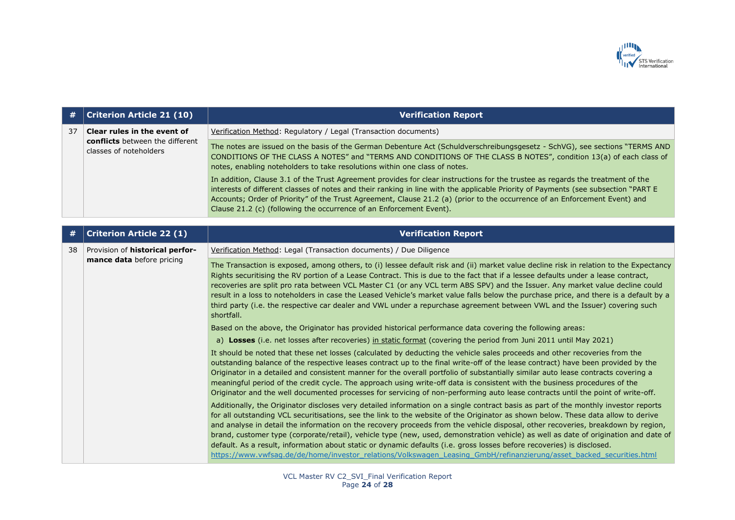| # | Criterion Article 21 (10) | Verification Report |
|---|---|---|
| 37 | **Clear rules in the event of conflicts** between the different classes of noteholders | Verification Method: Regulatory / Legal (Transaction documents) |
| | | The notes are issued on the basis of the German Debenture Act (Schuldverschreibungsgesetz - SchVG), see sections "TERMS AND CONDITIONS OF THE CLASS A NOTES" and "TERMS AND CONDITIONS OF THE CLASS B NOTES", condition 13(a) of each class of notes, enabling noteholders to take resolutions within one class of notes.<br>In addition, Clause 3.1 of the Trust Agreement provides for clear instructions for the trustee as regards the treatment of the interests of different classes of notes and their ranking in line with the applicable Priority of Payments (see subsection "PART E Accounts; Order of Priority" of the Trust Agreement, Clause 21.2 (a) (prior to the occurrence of an Enforcement Event) and Clause 21.2 (c) (following the occurrence of an Enforcement Event). |

| # | Criterion Article 22 (1) | Verification Report |
|---|---|---|
| 38 | Provision of **historical performance data** before pricing | Verification Method: Legal (Transaction documents) / Due Diligence |
| | | The Transaction is exposed, among others, to (i) lessee default risk and (ii) market value decline risk in relation to the Expectancy Rights securitising the RV portion of a Lease Contract. This is due to the fact that if a lessee defaults under a lease contract, recoveries are split pro rata between VCL Master C1 (or any VCL term ABS SPV) and the Issuer. Any market value decline could result in a loss to noteholders in case the Leased Vehicle's market value falls below the purchase price, and there is a default by a third party (i.e. the respective car dealer and VWL under a repurchase agreement between VWL and the Issuer) covering such shortfall.<br>Based on the above, the Originator has provided historical performance data covering the following areas:<br>a) **Losses** (i.e. net losses after recoveries) in static format (covering the period from Juni 2011 until May 2021)<br>It should be noted that these net losses (calculated by deducting the vehicle sales proceeds and other recoveries from the outstanding balance of the respective leases contract up to the final write-off of the lease contract) have been provided by the Originator in a detailed and consistent manner for the overall portfolio of substantially similar auto lease contracts covering a meaningful period of the credit cycle. The approach using write-off data is consistent with the business procedures of the Originator and the well documented processes for servicing of non-performing auto lease contracts until the point of write-off.<br>Additionally, the Originator discloses very detailed information on a single contract basis as part of the monthly investor reports for all outstanding VCL securitisations, see the link to the website of the Originator as shown below. These data allow to derive and analyse in detail the information on the recovery proceeds from the vehicle disposal, other recoveries, breakdown by region, brand, customer type (corporate/retail), vehicle type (new, used, demonstration vehicle) as well as date of origination and date of default. As a result, information about static or dynamic defaults (i.e. gross losses before recoveries) is disclosed.<br>https://www.vwfsag.de/de/home/investor_relations/Volkswagen_Leasing_GmbH/refinanzierung/asset_backed_securities.html |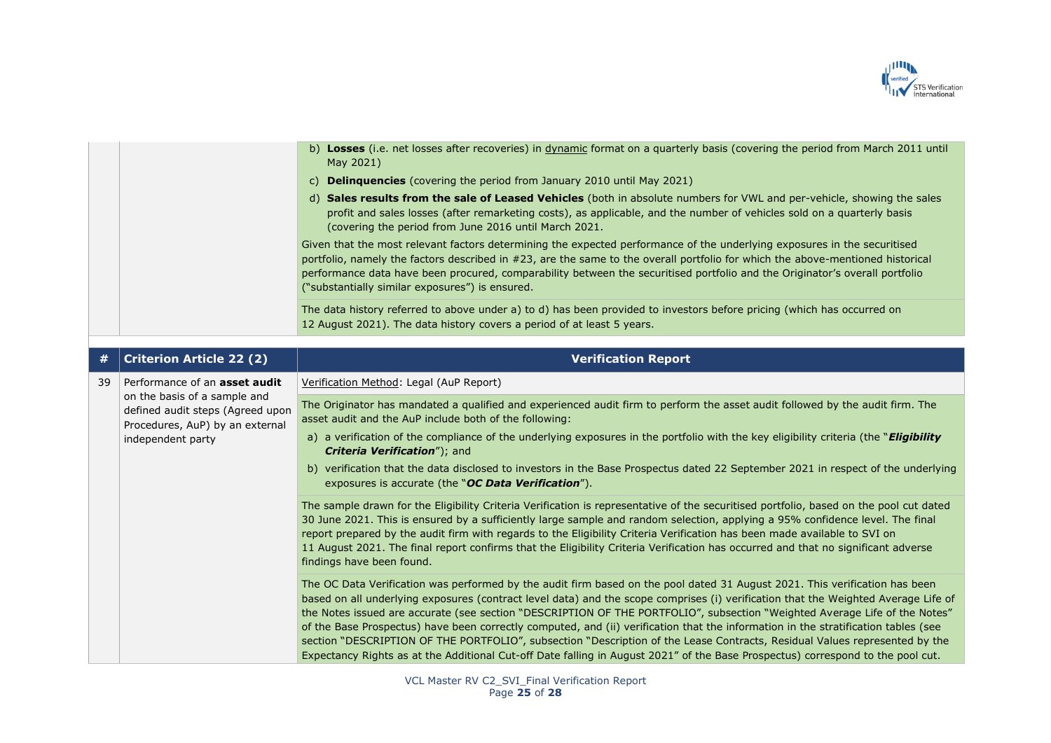| | | |
|---|---|---|
| | | b) **Losses** (i.e. net losses after recoveries) in dynamic format on a quarterly basis (covering the period from March 2011 until May 2021)<br>c) **Delinquencies** (covering the period from January 2010 until May 2021)<br>d) **Sales results from the sale of Leased Vehicles** (both in absolute numbers for VWL and per-vehicle, showing the sales profit and sales losses (after remarketing costs), as applicable, and the number of vehicles sold on a quarterly basis (covering the period from June 2016 until March 2021.<br><br>Given that the most relevant factors determining the expected performance of the underlying exposures in the securitised portfolio, namely the factors described in #23, are the same to the overall portfolio for which the above-mentioned historical performance data have been procured, comparability between the securitised portfolio and the Originator's overall portfolio ("substantially similar exposures") is ensured. |
| | | The data history referred to above under a) to d) has been provided to investors before pricing (which has occurred on 12 August 2021). The data history covers a period of at least 5 years. |

| # | Criterion Article 22 (2) | Verification Report |
|---|---|---|
| 39 | Performance of an **asset audit** on the basis of a sample and defined audit steps (Agreed upon Procedures, AuP) by an external independent party | Verification Method: Legal (AuP Report) |
| | | The Originator has mandated a qualified and experienced audit firm to perform the asset audit followed by the audit firm. The asset audit and the AuP include both of the following:<br>a) a verification of the compliance of the underlying exposures in the portfolio with the key eligibility criteria (the "***Eligibility Criteria Verification***"); and<br>b) verification that the data disclosed to investors in the Base Prospectus dated 22 September 2021 in respect of the underlying exposures is accurate (the "***OC Data Verification***"). |
| | | The sample drawn for the Eligibility Criteria Verification is representative of the securitised portfolio, based on the pool cut dated 30 June 2021. This is ensured by a sufficiently large sample and random selection, applying a 95% confidence level. The final report prepared by the audit firm with regards to the Eligibility Criteria Verification has been made available to SVI on 11 August 2021. The final report confirms that the Eligibility Criteria Verification has occurred and that no significant adverse findings have been found. |
| | | The OC Data Verification was performed by the audit firm based on the pool dated 31 August 2021. This verification has been based on all underlying exposures (contract level data) and the scope comprises (i) verification that the Weighted Average Life of the Notes issued are accurate (see section "DESCRIPTION OF THE PORTFOLIO", subsection "Weighted Average Life of the Notes" of the Base Prospectus) have been correctly computed, and (ii) verification that the information in the stratification tables (see section "DESCRIPTION OF THE PORTFOLIO", subsection "Description of the Lease Contracts, Residual Values represented by the Expectancy Rights as at the Additional Cut-off Date falling in August 2021" of the Base Prospectus) correspond to the pool cut. |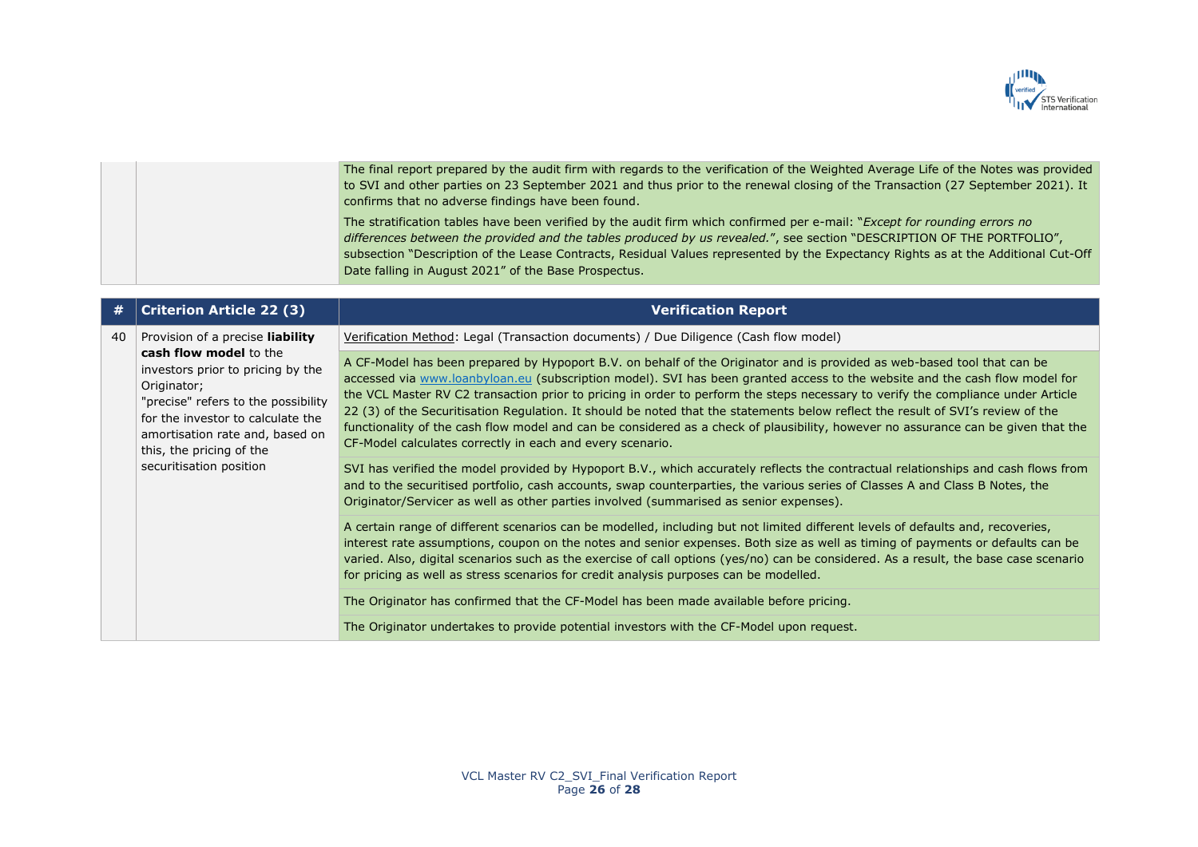| | | |
|---|---|---|
| | | The final report prepared by the audit firm with regards to the verification of the Weighted Average Life of the Notes was provided to SVI and other parties on 23 September 2021 and thus prior to the renewal closing of the Transaction (27 September 2021). It confirms that no adverse findings have been found.<br><br>The stratification tables have been verified by the audit firm which confirmed per e-mail: "*Except for rounding errors no differences between the provided and the tables produced by us revealed.*", see section "DESCRIPTION OF THE PORTFOLIO", subsection "Description of the Lease Contracts, Residual Values represented by the Expectancy Rights as at the Additional Cut-Off Date falling in August 2021" of the Base Prospectus. |

| # | Criterion Article 22 (3) | Verification Report |
|---|---|---|
| 40 | Provision of a precise **liability cash flow model** to the investors prior to pricing by the Originator;<br>"precise" refers to the possibility for the investor to calculate the amortisation rate and, based on this, the pricing of the securitisation position | Verification Method: Legal (Transaction documents) / Due Diligence (Cash flow model) |
| | | A CF-Model has been prepared by Hypoport B.V. on behalf of the Originator and is provided as web-based tool that can be accessed via www.loanbyloan.eu (subscription model). SVI has been granted access to the website and the cash flow model for the VCL Master RV C2 transaction prior to pricing in order to perform the steps necessary to verify the compliance under Article 22 (3) of the Securitisation Regulation. It should be noted that the statements below reflect the result of SVI's review of the functionality of the cash flow model and can be considered as a check of plausibility, however no assurance can be given that the CF-Model calculates correctly in each and every scenario. |
| | | SVI has verified the model provided by Hypoport B.V., which accurately reflects the contractual relationships and cash flows from and to the securitised portfolio, cash accounts, swap counterparties, the various series of Classes A and Class B Notes, the Originator/Servicer as well as other parties involved (summarised as senior expenses). |
| | | A certain range of different scenarios can be modelled, including but not limited different levels of defaults and, recoveries, interest rate assumptions, coupon on the notes and senior expenses. Both size as well as timing of payments or defaults can be varied. Also, digital scenarios such as the exercise of call options (yes/no) can be considered. As a result, the base case scenario for pricing as well as stress scenarios for credit analysis purposes can be modelled. |
| | | The Originator has confirmed that the CF-Model has been made available before pricing. |
| | | The Originator undertakes to provide potential investors with the CF-Model upon request. |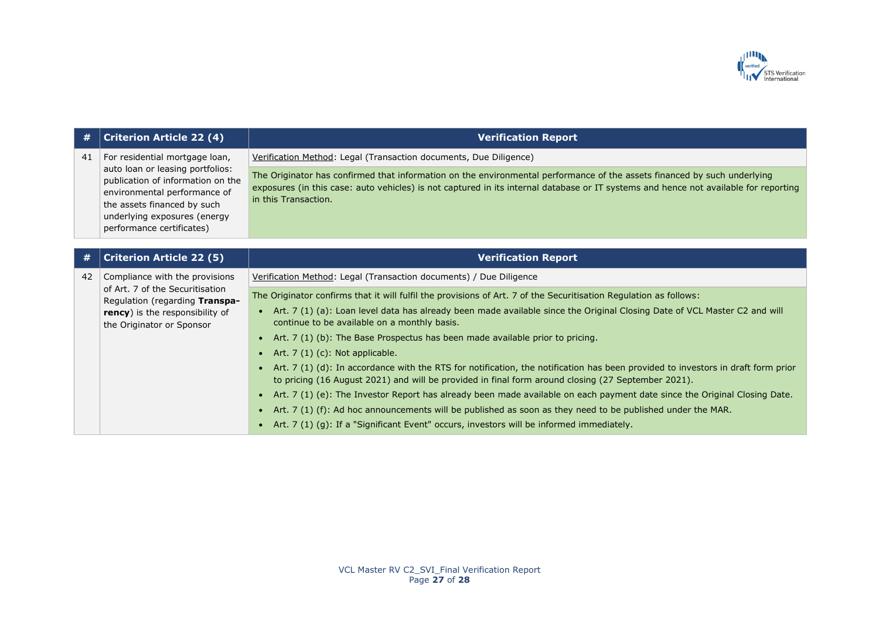| # | Criterion Article 22 (4) | Verification Report |
|---|---|---|
| 41 | For residential mortgage loan, auto loan or leasing portfolios: publication of information on the environmental performance of the assets financed by such underlying exposures (energy performance certificates) | Verification Method: Legal (Transaction documents, Due Diligence)<br><br>The Originator has confirmed that information on the environmental performance of the assets financed by such underlying exposures (in this case: auto vehicles) is not captured in its internal database or IT systems and hence not available for reporting in this Transaction. |

| # | Criterion Article 22 (5) | Verification Report |
|---|---|---|
| 42 | Compliance with the provisions of Art. 7 of the Securitisation Regulation (regarding **Transparency**) is the responsibility of the Originator or Sponsor | Verification Method: Legal (Transaction documents) / Due Diligence<br><br>The Originator confirms that it will fulfil the provisions of Art. 7 of the Securitisation Regulation as follows:<br>• Art. 7 (1) (a): Loan level data has already been made available since the Original Closing Date of VCL Master C2 and will continue to be available on a monthly basis.<br>• Art. 7 (1) (b): The Base Prospectus has been made available prior to pricing.<br>• Art. 7 (1) (c): Not applicable.<br>• Art. 7 (1) (d): In accordance with the RTS for notification, the notification has been provided to investors in draft form prior to pricing (16 August 2021) and will be provided in final form around closing (27 September 2021).<br>• Art. 7 (1) (e): The Investor Report has already been made available on each payment date since the Original Closing Date.<br>• Art. 7 (1) (f): Ad hoc announcements will be published as soon as they need to be published under the MAR.<br>• Art. 7 (1) (g): If a "Significant Event" occurs, investors will be informed immediately. |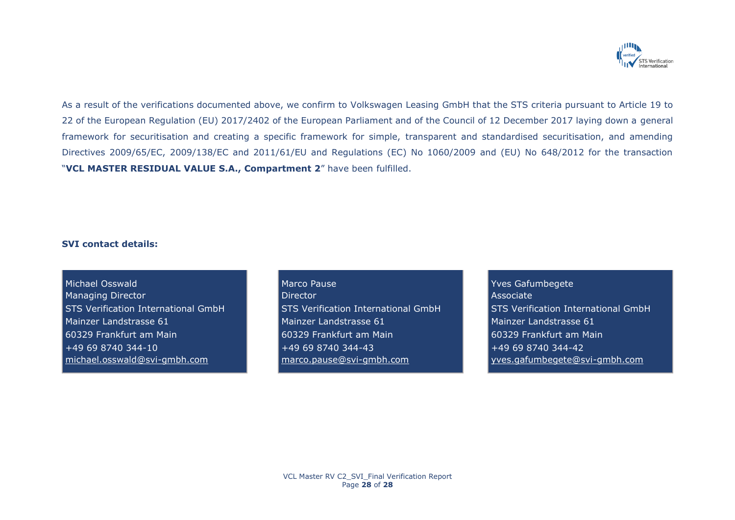As a result of the verifications documented above, we confirm to Volkswagen Leasing GmbH that the STS criteria pursuant to Article 19 to 22 of the European Regulation (EU) 2017/2402 of the European Parliament and of the Council of 12 December 2017 laying down a general framework for securitisation and creating a specific framework for simple, transparent and standardised securitisation, and amending Directives 2009/65/EC, 2009/138/EC and 2011/61/EU and Regulations (EC) No 1060/2009 and (EU) No 648/2012 for the transaction "**VCL MASTER RESIDUAL VALUE S.A., Compartment 2**" have been fulfilled.

**SVI contact details:**

| | | |
|---|---|---|
| Michael Osswald<br>Managing Director<br>STS Verification International GmbH<br>Mainzer Landstrasse 61<br>60329 Frankfurt am Main<br>+49 69 8740 344-10<br>michael.osswald@svi-gmbh.com | Marco Pause<br>Director<br>STS Verification International GmbH<br>Mainzer Landstrasse 61<br>60329 Frankfurt am Main<br>+49 69 8740 344-43<br>marco.pause@svi-gmbh.com | Yves Gafumbegete<br>Associate<br>STS Verification International GmbH<br>Mainzer Landstrasse 61<br>60329 Frankfurt am Main<br>+49 69 8740 344-42<br>yves.gafumbegete@svi-gmbh.com |